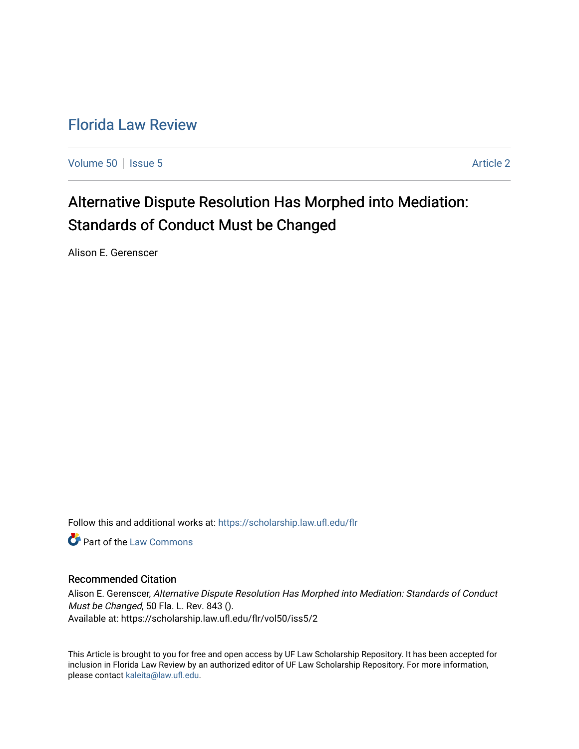# Florida Law Review

Volume 50 | Issue 5 | Article 2

## Alternative Dispute Resolution Has Morphed into Mediation: Standards of Conduct Must be Changed

Alison E. Gerenscer

Follow this and additional works at: https://scholarship.law.ufl.edu/flr

Part of the Law Commons

### Recommended Citation

Alison E. Gerenscer, *Alternative Dispute Resolution Has Morphed into Mediation: Standards of Conduct Must be Changed*, 50 Fla. L. Rev. 843 ().
Available at: https://scholarship.law.ufl.edu/flr/vol50/iss5/2

This Article is brought to you for free and open access by UF Law Scholarship Repository. It has been accepted for inclusion in Florida Law Review by an authorized editor of UF Law Scholarship Repository. For more information, please contact kaleita@law.ufl.edu.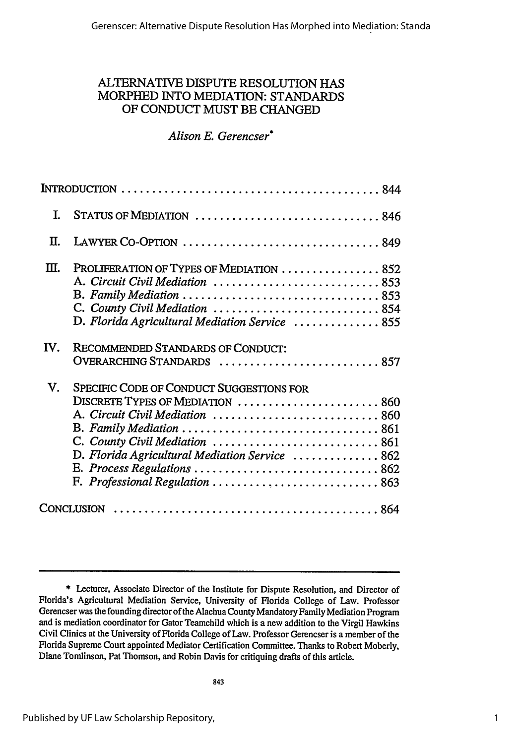# ALTERNATIVE DISPUTE RESOLUTION HAS MORPHED INTO MEDIATION: STANDARDS OF CONDUCT MUST BE CHANGED

*Alison E. Gerencser*\*

INTRODUCTION . . . . . . . . . . . . . . . . . . . . . . . . . . . . . . . . . . . . . . . . . . 844

I. STATUS OF MEDIATION . . . . . . . . . . . . . . . . . . . . . . . . . . . . . . 846

II. LAWYER CO-OPTION . . . . . . . . . . . . . . . . . . . . . . . . . . . . . . . . 849

III. PROLIFERATION OF TYPES OF MEDIATION . . . . . . . . . . . . . . . . 852
   A. *Circuit Civil Mediation* . . . . . . . . . . . . . . . . . . . . . . . . . . . 853
   B. *Family Mediation* . . . . . . . . . . . . . . . . . . . . . . . . . . . . . . . 853
   C. *County Civil Mediation* . . . . . . . . . . . . . . . . . . . . . . . . . . . 854
   D. *Florida Agricultural Mediation Service* . . . . . . . . . . . . . 855

IV. RECOMMENDED STANDARDS OF CONDUCT: OVERARCHING STANDARDS . . . . . . . . . . . . . . . . . . . . . . . . . . 857

V. SPECIFIC CODE OF CONDUCT SUGGESTIONS FOR DISCRETE TYPES OF MEDIATION . . . . . . . . . . . . . . . . . . . . . . . 860
   A. *Circuit Civil Mediation* . . . . . . . . . . . . . . . . . . . . . . . . . . . 860
   B. *Family Mediation* . . . . . . . . . . . . . . . . . . . . . . . . . . . . . . . 861
   C. *County Civil Mediation* . . . . . . . . . . . . . . . . . . . . . . . . . . . 861
   D. *Florida Agricultural Mediation Service* . . . . . . . . . . . . . 862
   E. *Process Regulations* . . . . . . . . . . . . . . . . . . . . . . . . . . . . . 862
   F. *Professional Regulation* . . . . . . . . . . . . . . . . . . . . . . . . . . 863

CONCLUSION . . . . . . . . . . . . . . . . . . . . . . . . . . . . . . . . . . . . . . . . . . . 864

---

\* Lecturer, Associate Director of the Institute for Dispute Resolution, and Director of Florida's Agricultural Mediation Service, University of Florida College of Law. Professor Gerencser was the founding director of the Alachua County Mandatory Family Mediation Program and is mediation coordinator for Gator Teamchild which is a new addition to the Virgil Hawkins Civil Clinics at the University of Florida College of Law. Professor Gerencser is a member of the Florida Supreme Court appointed Mediator Certification Committee. Thanks to Robert Moberly, Diane Tomlinson, Pat Thomson, and Robin Davis for critiquing drafts of this article.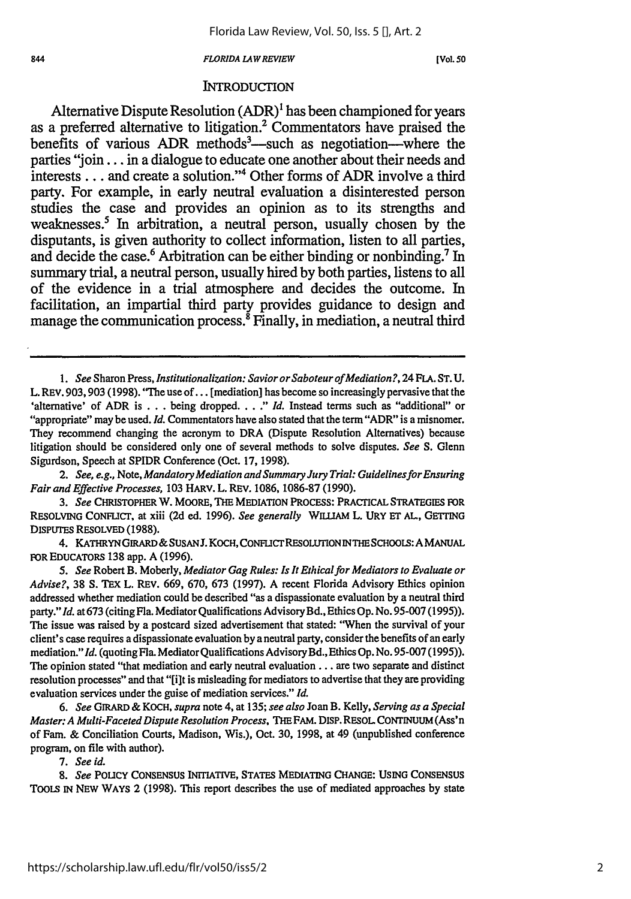## INTRODUCTION

Alternative Dispute Resolution (ADR)[1] has been championed for years as a preferred alternative to litigation.[2] Commentators have praised the benefits of various ADR methods[3]—such as negotiation—where the parties "join . . . in a dialogue to educate one another about their needs and interests . . . and create a solution."[4] Other forms of ADR involve a third party. For example, in early neutral evaluation a disinterested person studies the case and provides an opinion as to its strengths and weaknesses.[5] In arbitration, a neutral person, usually chosen by the disputants, is given authority to collect information, listen to all parties, and decide the case.[6] Arbitration can be either binding or nonbinding.[7] In summary trial, a neutral person, usually hired by both parties, listens to all of the evidence in a trial atmosphere and decides the outcome. In facilitation, an impartial third party provides guidance to design and manage the communication process.[8] Finally, in mediation, a neutral third

---

1. *See* Sharon Press, *Institutionalization: Savior or Saboteur of Mediation?*, 24 FLA. ST. U. L. REV. 903, 903 (1998). "The use of . . . [mediation] has become so increasingly pervasive that the 'alternative' of ADR is . . . being dropped. . . ." *Id.* Instead terms such as "additional" or "appropriate" may be used. *Id.* Commentators have also stated that the term "ADR" is a misnomer. They recommend changing the acronym to DRA (Dispute Resolution Alternatives) because litigation should be considered only one of several methods to solve disputes. *See* S. Glenn Sigurdson, Speech at SPIDR Conference (Oct. 17, 1998).

2. *See, e.g.*, Note, *Mandatory Mediation and Summary Jury Trial: Guidelines for Ensuring Fair and Effective Processes*, 103 HARV. L. REV. 1086, 1086-87 (1990).

3. *See* CHRISTOPHER W. MOORE, THE MEDIATION PROCESS: PRACTICAL STRATEGIES FOR RESOLVING CONFLICT, at xiii (2d ed. 1996). *See generally* WILLIAM L. URY ET AL., GETTING DISPUTES RESOLVED (1988).

4. KATHRYN GIRARD & SUSAN J. KOCH, CONFLICT RESOLUTION IN THE SCHOOLS: A MANUAL FOR EDUCATORS 138 app. A (1996).

5. *See* Robert B. Moberly, *Mediator Gag Rules: Is It Ethical for Mediators to Evaluate or Advise?*, 38 S. TEX L. REV. 669, 670, 673 (1997). A recent Florida Advisory Ethics opinion addressed whether mediation could be described "as a dispassionate evaluation by a neutral third party." *Id.* at 673 (citing Fla. Mediator Qualifications Advisory Bd., Ethics Op. No. 95-007 (1995)). The issue was raised by a postcard sized advertisement that stated: "When the survival of your client's case requires a dispassionate evaluation by a neutral party, consider the benefits of an early mediation." *Id.* (quoting Fla. Mediator Qualifications Advisory Bd., Ethics Op. No. 95-007 (1995)). The opinion stated "that mediation and early neutral evaluation . . . are two separate and distinct resolution processes" and that "[i]t is misleading for mediators to advertise that they are providing evaluation services under the guise of mediation services." *Id.*

6. *See* GIRARD & KOCH, *supra* note 4, at 135; *see also* Joan B. Kelly, *Serving as a Special Master: A Multi-Faceted Dispute Resolution Process*, THE FAM. DISP. RESOL. CONTINUUM (Ass'n of Fam. & Conciliation Courts, Madison, Wis.), Oct. 30, 1998, at 49 (unpublished conference program, on file with author).

7. *See id.*

8. *See* POLICY CONSENSUS INITIATIVE, STATES MEDIATING CHANGE: USING CONSENSUS TOOLS IN NEW WAYS 2 (1998). This report describes the use of mediated approaches by state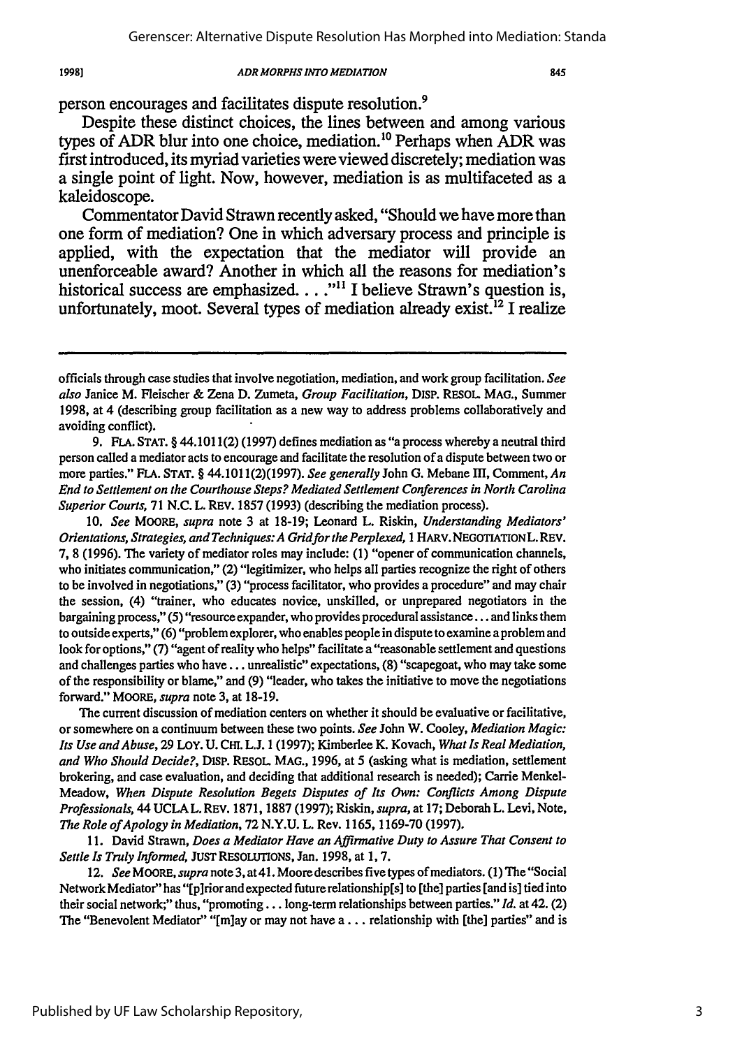person encourages and facilitates dispute resolution.[9]

Despite these distinct choices, the lines between and among various types of ADR blur into one choice, mediation.[10] Perhaps when ADR was first introduced, its myriad varieties were viewed discretely; mediation was a single point of light. Now, however, mediation is as multifaceted as a kaleidoscope.

Commentator David Strawn recently asked, "Should we have more than one form of mediation? One in which adversary process and principle is applied, with the expectation that the mediator will provide an unenforceable award? Another in which all the reasons for mediation's historical success are emphasized. . . ."[11] I believe Strawn's question is, unfortunately, moot. Several types of mediation already exist.[12] I realize

---

officials through case studies that involve negotiation, mediation, and work group facilitation. *See also* Janice M. Fleischer & Zena D. Zumeta, *Group Facilitation*, DISP. RESOL. MAG., Summer 1998, at 4 (describing group facilitation as a new way to address problems collaboratively and avoiding conflict).

9. FLA. STAT. § 44.1011(2) (1997) defines mediation as "a process whereby a neutral third person called a mediator acts to encourage and facilitate the resolution of a dispute between two or more parties." FLA. STAT. § 44.1011(2)(1997). *See generally* John G. Mebane III, Comment, *An End to Settlement on the Courthouse Steps? Mediated Settlement Conferences in North Carolina Superior Courts*, 71 N.C. L. REV. 1857 (1993) (describing the mediation process).

10. *See* MOORE, *supra* note 3 at 18-19; Leonard L. Riskin, *Understanding Mediators' Orientations, Strategies, and Techniques: A Grid for the Perplexed*, 1 HARV. NEGOTIATION L. REV. 7, 8 (1996). The variety of mediator roles may include: (1) "opener of communication channels, who initiates communication," (2) "legitimizer, who helps all parties recognize the right of others to be involved in negotiations," (3) "process facilitator, who provides a procedure" and may chair the session, (4) "trainer, who educates novice, unskilled, or unprepared negotiators in the bargaining process," (5) "resource expander, who provides procedural assistance . . . and links them to outside experts," (6) "problem explorer, who enables people in dispute to examine a problem and look for options," (7) "agent of reality who helps" facilitate a "reasonable settlement and questions and challenges parties who have . . . unrealistic" expectations, (8) "scapegoat, who may take some of the responsibility or blame," and (9) "leader, who takes the initiative to move the negotiations forward." MOORE, *supra* note 3, at 18-19.

The current discussion of mediation centers on whether it should be evaluative or facilitative, or somewhere on a continuum between these two points. *See* John W. Cooley, *Mediation Magic: Its Use and Abuse*, 29 LOY. U. CHI. L.J. 1 (1997); Kimberlee K. Kovach, *What Is Real Mediation, and Who Should Decide?*, DISP. RESOL. MAG., 1996, at 5 (asking what is mediation, settlement brokering, and case evaluation, and deciding that additional research is needed); Carrie Menkel-Meadow, *When Dispute Resolution Begets Disputes of Its Own: Conflicts Among Dispute Professionals*, 44 UCLA L. REV. 1871, 1887 (1997); Riskin, *supra*, at 17; Deborah L. Levi, Note, *The Role of Apology in Mediation*, 72 N.Y.U. L. Rev. 1165, 1169-70 (1997).

11. David Strawn, *Does a Mediator Have an Affirmative Duty to Assure That Consent to Settle Is Truly Informed*, JUST RESOLUTIONS, Jan. 1998, at 1, 7.

12. *See* MOORE, *supra* note 3, at 41. Moore describes five types of mediators. (1) The "Social Network Mediator" has "[p]rior and expected future relationship[s] to [the] parties [and is] tied into their social network;" thus, "promoting . . . long-term relationships between parties." *Id.* at 42. (2) The "Benevolent Mediator" "[m]ay or may not have a . . . relationship with [the] parties" and is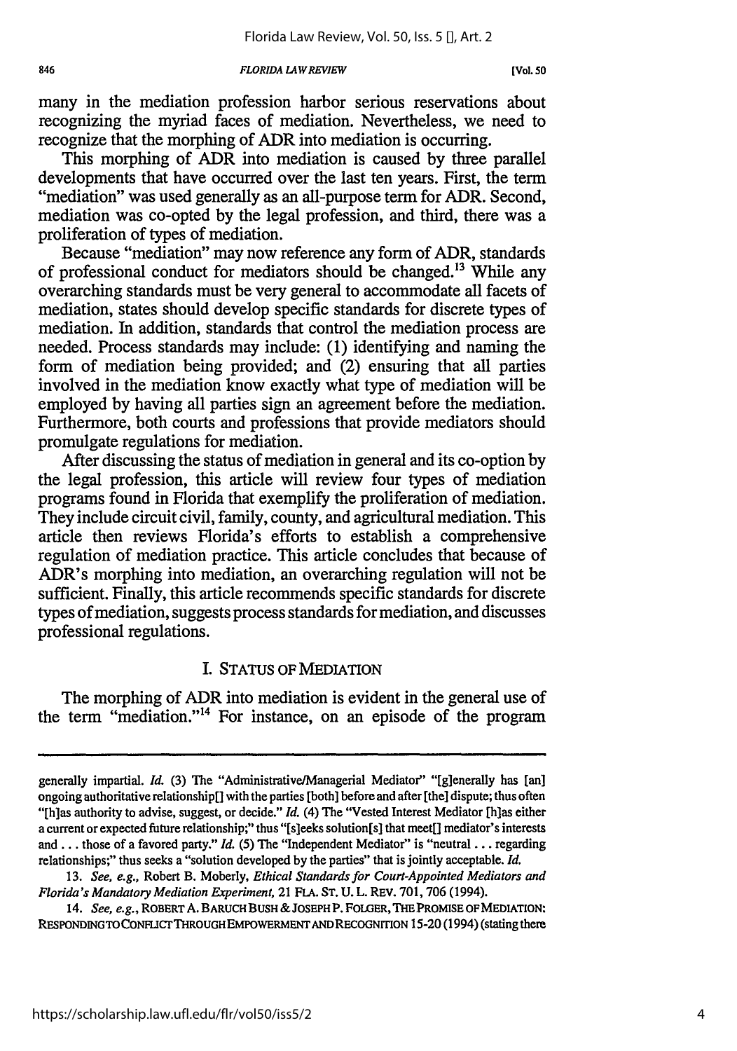many in the mediation profession harbor serious reservations about recognizing the myriad faces of mediation. Nevertheless, we need to recognize that the morphing of ADR into mediation is occurring.

This morphing of ADR into mediation is caused by three parallel developments that have occurred over the last ten years. First, the term "mediation" was used generally as an all-purpose term for ADR. Second, mediation was co-opted by the legal profession, and third, there was a proliferation of types of mediation.

Because "mediation" may now reference any form of ADR, standards of professional conduct for mediators should be changed.[13] While any overarching standards must be very general to accommodate all facets of mediation, states should develop specific standards for discrete types of mediation. In addition, standards that control the mediation process are needed. Process standards may include: (1) identifying and naming the form of mediation being provided; and (2) ensuring that all parties involved in the mediation know exactly what type of mediation will be employed by having all parties sign an agreement before the mediation. Furthermore, both courts and professions that provide mediators should promulgate regulations for mediation.

After discussing the status of mediation in general and its co-option by the legal profession, this article will review four types of mediation programs found in Florida that exemplify the proliferation of mediation. They include circuit civil, family, county, and agricultural mediation. This article then reviews Florida's efforts to establish a comprehensive regulation of mediation practice. This article concludes that because of ADR's morphing into mediation, an overarching regulation will not be sufficient. Finally, this article recommends specific standards for discrete types of mediation, suggests process standards for mediation, and discusses professional regulations.

## I. STATUS OF MEDIATION

The morphing of ADR into mediation is evident in the general use of the term "mediation."[14] For instance, on an episode of the program

---

generally impartial. *Id.* (3) The "Administrative/Managerial Mediator" "[g]enerally has [an] ongoing authoritative relationship[] with the parties [both] before and after [the] dispute; thus often "[h]as authority to advise, suggest, or decide." *Id.* (4) The "Vested Interest Mediator [h]as either a current or expected future relationship;" thus "[s]eeks solution[s] that meet[] mediator's interests and . . . those of a favored party." *Id.* (5) The "Independent Mediator" is "neutral . . . regarding relationships;" thus seeks a "solution developed by the parties" that is jointly acceptable. *Id.*

13. *See, e.g.*, Robert B. Moberly, *Ethical Standards for Court-Appointed Mediators and Florida's Mandatory Mediation Experiment*, 21 FLA. ST. U. L. REV. 701, 706 (1994).

14. *See, e.g.*, ROBERT A. BARUCH BUSH & JOSEPH P. FOLGER, THE PROMISE OF MEDIATION: RESPONDING TO CONFLICT THROUGH EMPOWERMENT AND RECOGNITION 15-20 (1994) (stating there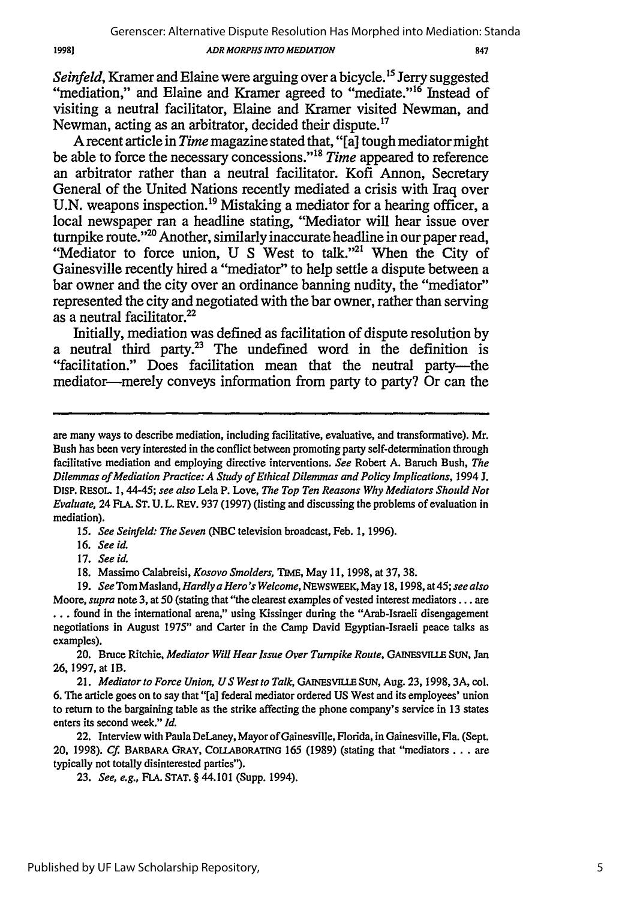*Seinfeld*, Kramer and Elaine were arguing over a bicycle.[15] Jerry suggested "mediation," and Elaine and Kramer agreed to "mediate."[16] Instead of visiting a neutral facilitator, Elaine and Kramer visited Newman, and Newman, acting as an arbitrator, decided their dispute.[17]

A recent article in *Time* magazine stated that, "[a] tough mediator might be able to force the necessary concessions."[18] *Time* appeared to reference an arbitrator rather than a neutral facilitator. Kofi Annon, Secretary General of the United Nations recently mediated a crisis with Iraq over U.N. weapons inspection.[19] Mistaking a mediator for a hearing officer, a local newspaper ran a headline stating, "Mediator will hear issue over turnpike route."[20] Another, similarly inaccurate headline in our paper read, "Mediator to force union, U S West to talk."[21] When the City of Gainesville recently hired a "mediator" to help settle a dispute between a bar owner and the city over an ordinance banning nudity, the "mediator" represented the city and negotiated with the bar owner, rather than serving as a neutral facilitator.[22]

Initially, mediation was defined as facilitation of dispute resolution by a neutral third party.[23] The undefined word in the definition is "facilitation." Does facilitation mean that the neutral party—the mediator—merely conveys information from party to party? Or can the

---

are many ways to describe mediation, including facilitative, evaluative, and transformative). Mr. Bush has been very interested in the conflict between promoting party self-determination through facilitative mediation and employing directive interventions. *See* Robert A. Baruch Bush, *The Dilemmas of Mediation Practice: A Study of Ethical Dilemmas and Policy Implications*, 1994 J. DISP. RESOL. 1, 44-45; *see also* Lela P. Love, *The Top Ten Reasons Why Mediators Should Not Evaluate*, 24 FLA. ST. U. L. REV. 937 (1997) (listing and discussing the problems of evaluation in mediation).

15. *See Seinfeld: The Seven* (NBC television broadcast, Feb. 1, 1996).

16. *See id.*

17. *See id.*

18. Massimo Calabreisi, *Kosovo Smolders*, TIME, May 11, 1998, at 37, 38.

19. *See* Tom Masland, *Hardly a Hero's Welcome*, NEWSWEEK, May 18, 1998, at 45; *see also* Moore, *supra* note 3, at 50 (stating that "the clearest examples of vested interest mediators . . . are . . . found in the international arena," using Kissinger during the "Arab-Israeli disengagement negotiations in August 1975" and Carter in the Camp David Egyptian-Israeli peace talks as examples).

20. Bruce Ritchie, *Mediator Will Hear Issue Over Turnpike Route*, GAINESVILLE SUN, Jan 26, 1997, at 1B.

21. *Mediator to Force Union, U S West to Talk*, GAINESVILLE SUN, Aug. 23, 1998, 3A, col. 6. The article goes on to say that "[a] federal mediator ordered US West and its employees' union to return to the bargaining table as the strike affecting the phone company's service in 13 states enters its second week." *Id.*

22. Interview with Paula DeLaney, Mayor of Gainesville, Florida, in Gainesville, Fla. (Sept. 20, 1998). *Cf.* BARBARA GRAY, COLLABORATING 165 (1989) (stating that "mediators . . . are typically not totally disinterested parties").

23. *See, e.g.*, FLA. STAT. § 44.101 (Supp. 1994).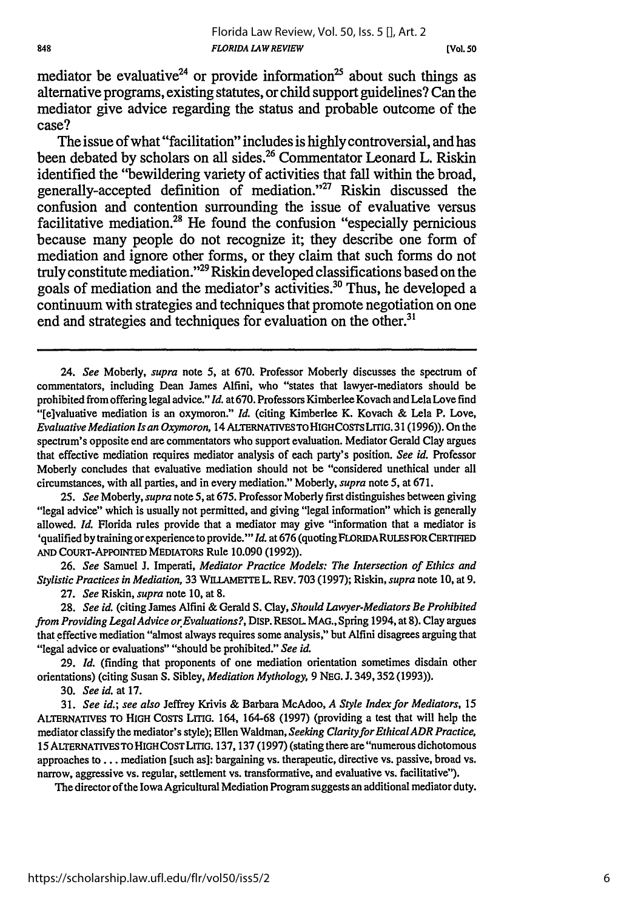mediator be evaluative[24] or provide information[25] about such things as alternative programs, existing statutes, or child support guidelines? Can the mediator give advice regarding the status and probable outcome of the case?

The issue of what "facilitation" includes is highly controversial, and has been debated by scholars on all sides.[26] Commentator Leonard L. Riskin identified the "bewildering variety of activities that fall within the broad, generally-accepted definition of mediation."[27] Riskin discussed the confusion and contention surrounding the issue of evaluative versus facilitative mediation.[28] He found the confusion "especially pernicious because many people do not recognize it; they describe one form of mediation and ignore other forms, or they claim that such forms do not truly constitute mediation."[29] Riskin developed classifications based on the goals of mediation and the mediator's activities.[30] Thus, he developed a continuum with strategies and techniques that promote negotiation on one end and strategies and techniques for evaluation on the other.[31]

---

24. *See* Moberly, *supra* note 5, at 670. Professor Moberly discusses the spectrum of commentators, including Dean James Alfini, who "states that lawyer-mediators should be prohibited from offering legal advice." *Id.* at 670. Professors Kimberlee Kovach and Lela Love find "[e]valuative mediation is an oxymoron." *Id.* (citing Kimberlee K. Kovach & Lela P. Love, *Evaluative Mediation Is an Oxymoron*, 14 ALTERNATIVES TO HIGH COSTS LITIG. 31 (1996)). On the spectrum's opposite end are commentators who support evaluation. Mediator Gerald Clay argues that effective mediation requires mediator analysis of each party's position. *See id.* Professor Moberly concludes that evaluative mediation should not be "considered unethical under all circumstances, with all parties, and in every mediation." Moberly, *supra* note 5, at 671.

25. *See* Moberly, *supra* note 5, at 675. Professor Moberly first distinguishes between giving "legal advice" which is usually not permitted, and giving "legal information" which is generally allowed. *Id.* Florida rules provide that a mediator may give "information that a mediator is 'qualified by training or experience to provide.'" *Id.* at 676 (quoting FLORIDA RULES FOR CERTIFIED AND COURT-APPOINTED MEDIATORS Rule 10.090 (1992)).

26. *See* Samuel J. Imperati, *Mediator Practice Models: The Intersection of Ethics and Stylistic Practices in Mediation*, 33 WILLAMETTE L. REV. 703 (1997); Riskin, *supra* note 10, at 9.

27. *See* Riskin, *supra* note 10, at 8.

28. *See id.* (citing James Alfini & Gerald S. Clay, *Should Lawyer-Mediators Be Prohibited from Providing Legal Advice or Evaluations?*, DISP. RESOL. MAG., Spring 1994, at 8). Clay argues that effective mediation "almost always requires some analysis," but Alfini disagrees arguing that "legal advice or evaluations" "should be prohibited." *See id.*

29. *Id.* (finding that proponents of one mediation orientation sometimes disdain other orientations) (citing Susan S. Sibley, *Mediation Mythology*, 9 NEG. J. 349, 352 (1993)).

30. *See id.* at 17.

31. *See id.*; *see also* Jeffrey Krivis & Barbara McAdoo, *A Style Index for Mediators*, 15 ALTERNATIVES TO HIGH COSTS LITIG. 164, 164-68 (1997) (providing a test that will help the mediator classify the mediator's style); Ellen Waldman, *Seeking Clarity for Ethical ADR Practice*, 15 ALTERNATIVES TO HIGH COST LITIG. 137, 137 (1997) (stating there are "numerous dichotomous approaches to . . . mediation [such as]: bargaining vs. therapeutic, directive vs. passive, broad vs. narrow, aggressive vs. regular, settlement vs. transformative, and evaluative vs. facilitative").

The director of the Iowa Agricultural Mediation Program suggests an additional mediator duty.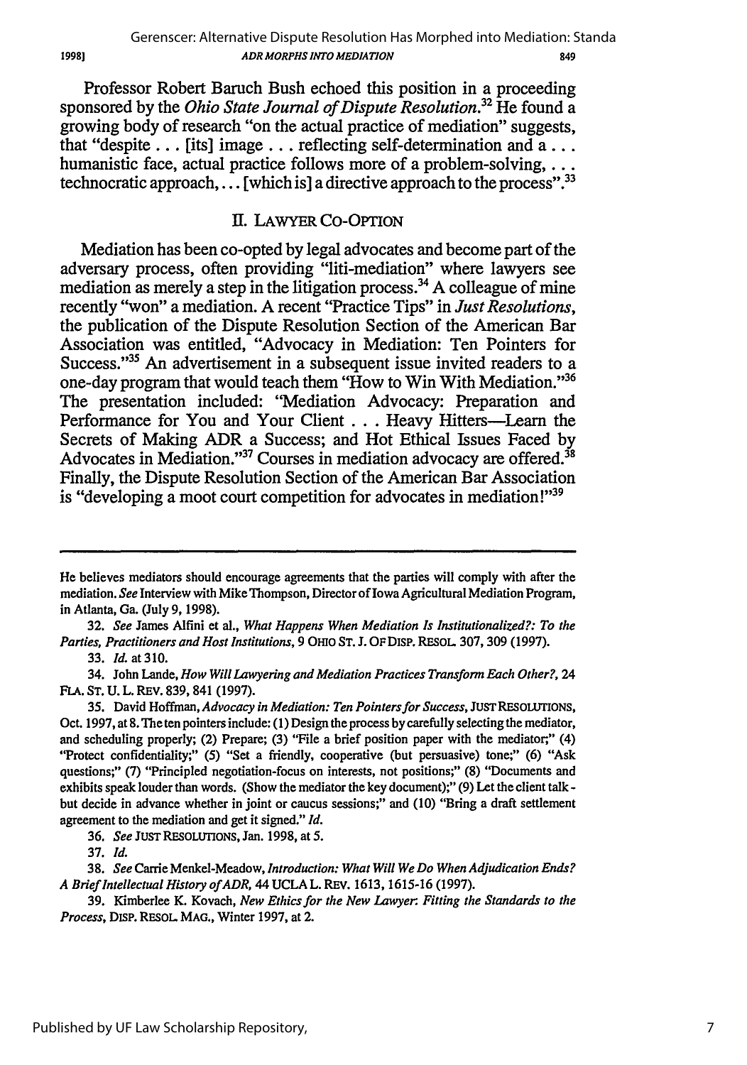Professor Robert Baruch Bush echoed this position in a proceeding sponsored by the *Ohio State Journal of Dispute Resolution.*[32] He found a growing body of research "on the actual practice of mediation" suggests, that "despite . . . [its] image . . . reflecting self-determination and a . . . humanistic face, actual practice follows more of a problem-solving, . . . technocratic approach, . . . [which is] a directive approach to the process".[33]

## II. LAWYER CO-OPTION

Mediation has been co-opted by legal advocates and become part of the adversary process, often providing "liti-mediation" where lawyers see mediation as merely a step in the litigation process.[34] A colleague of mine recently "won" a mediation. A recent "Practice Tips" in *Just Resolutions*, the publication of the Dispute Resolution Section of the American Bar Association was entitled, "Advocacy in Mediation: Ten Pointers for Success."[35] An advertisement in a subsequent issue invited readers to a one-day program that would teach them "How to Win With Mediation."[36] The presentation included: "Mediation Advocacy: Preparation and Performance for You and Your Client . . . Heavy Hitters—Learn the Secrets of Making ADR a Success; and Hot Ethical Issues Faced by Advocates in Mediation."[37] Courses in mediation advocacy are offered.[38] Finally, the Dispute Resolution Section of the American Bar Association is "developing a moot court competition for advocates in mediation!"[39]

---

He believes mediators should encourage agreements that the parties will comply with after the mediation. *See* Interview with Mike Thompson, Director of Iowa Agricultural Mediation Program, in Atlanta, Ga. (July 9, 1998).

32. *See* James Alfini et al., *What Happens When Mediation Is Institutionalized?: To the Parties, Practitioners and Host Institutions*, 9 OHIO ST. J. OF DISP. RESOL. 307, 309 (1997).

33. *Id.* at 310.

34. John Lande, *How Will Lawyering and Mediation Practices Transform Each Other?*, 24 FLA. ST. U. L. REV. 839, 841 (1997).

35. David Hoffman, *Advocacy in Mediation: Ten Pointers for Success*, JUST RESOLUTIONS, Oct. 1997, at 8. The ten pointers include: (1) Design the process by carefully selecting the mediator, and scheduling properly; (2) Prepare; (3) "File a brief position paper with the mediator;" (4) "Protect confidentiality;" (5) "Set a friendly, cooperative (but persuasive) tone;" (6) "Ask questions;" (7) "Principled negotiation-focus on interests, not positions;" (8) "Documents and exhibits speak louder than words. (Show the mediator the key document);" (9) Let the client talk - but decide in advance whether in joint or caucus sessions;" and (10) "Bring a draft settlement agreement to the mediation and get it signed." *Id.*

36. *See* JUST RESOLUTIONS, Jan. 1998, at 5.

37. *Id.*

38. *See* Carrie Menkel-Meadow, *Introduction: What Will We Do When Adjudication Ends? A Brief Intellectual History of ADR*, 44 UCLA L. REV. 1613, 1615-16 (1997).

39. Kimberlee K. Kovach, *New Ethics for the New Lawyer: Fitting the Standards to the Process*, DISP. RESOL. MAG., Winter 1997, at 2.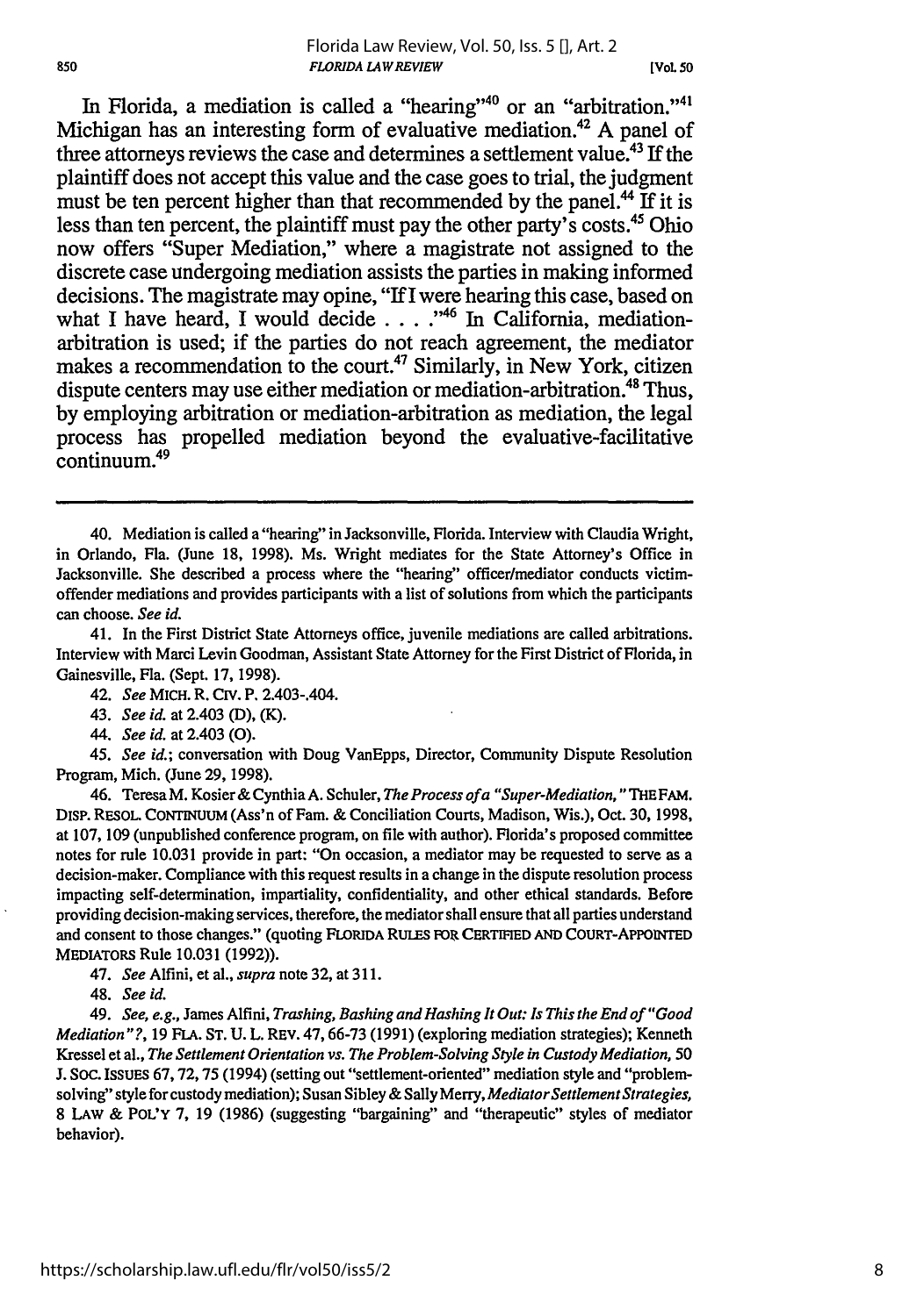In Florida, a mediation is called a "hearing"[40] or an "arbitration."[41] Michigan has an interesting form of evaluative mediation.[42] A panel of three attorneys reviews the case and determines a settlement value.[43] If the plaintiff does not accept this value and the case goes to trial, the judgment must be ten percent higher than that recommended by the panel.[44] If it is less than ten percent, the plaintiff must pay the other party's costs.[45] Ohio now offers "Super Mediation," where a magistrate not assigned to the discrete case undergoing mediation assists the parties in making informed decisions. The magistrate may opine, "If I were hearing this case, based on what I have heard, I would decide . . . ."[46] In California, mediation-arbitration is used; if the parties do not reach agreement, the mediator makes a recommendation to the court.[47] Similarly, in New York, citizen dispute centers may use either mediation or mediation-arbitration.[48] Thus, by employing arbitration or mediation-arbitration as mediation, the legal process has propelled mediation beyond the evaluative-facilitative continuum.[49]

---

40. Mediation is called a "hearing" in Jacksonville, Florida. Interview with Claudia Wright, in Orlando, Fla. (June 18, 1998). Ms. Wright mediates for the State Attorney's Office in Jacksonville. She described a process where the "hearing" officer/mediator conducts victim-offender mediations and provides participants with a list of solutions from which the participants can choose. *See id.*

41. In the First District State Attorneys office, juvenile mediations are called arbitrations. Interview with Marci Levin Goodman, Assistant State Attorney for the First District of Florida, in Gainesville, Fla. (Sept. 17, 1998).

42. *See* MICH. R. CIV. P. 2.403-.404.

43. *See id.* at 2.403 (D), (K).

44. *See id.* at 2.403 (O).

45. *See id.*; conversation with Doug VanEpps, Director, Community Dispute Resolution Program, Mich. (June 29, 1998).

46. Teresa M. Kosier & Cynthia A. Schuler, *The Process of a "Super-Mediation,"* THE FAM. DISP. RESOL. CONTINUUM (Ass'n of Fam. & Conciliation Courts, Madison, Wis.), Oct. 30, 1998, at 107, 109 (unpublished conference program, on file with author). Florida's proposed committee notes for rule 10.031 provide in part: "On occasion, a mediator may be requested to serve as a decision-maker. Compliance with this request results in a change in the dispute resolution process impacting self-determination, impartiality, confidentiality, and other ethical standards. Before providing decision-making services, therefore, the mediator shall ensure that all parties understand and consent to those changes." (quoting FLORIDA RULES FOR CERTIFIED AND COURT-APPOINTED MEDIATORS Rule 10.031 (1992)).

47. *See* Alfini, et al., *supra* note 32, at 311.

48. *See id.*

49. *See, e.g.*, James Alfini, *Trashing, Bashing and Hashing It Out: Is This the End of "Good Mediation"?*, 19 FLA. ST. U. L. REV. 47, 66-73 (1991) (exploring mediation strategies); Kenneth Kressel et al., *The Settlement Orientation vs. The Problem-Solving Style in Custody Mediation*, 50 J. SOC. ISSUES 67, 72, 75 (1994) (setting out "settlement-oriented" mediation style and "problem-solving" style for custody mediation); Susan Sibley & Sally Merry, *Mediator Settlement Strategies*, 8 LAW & POL'Y 7, 19 (1986) (suggesting "bargaining" and "therapeutic" styles of mediator behavior).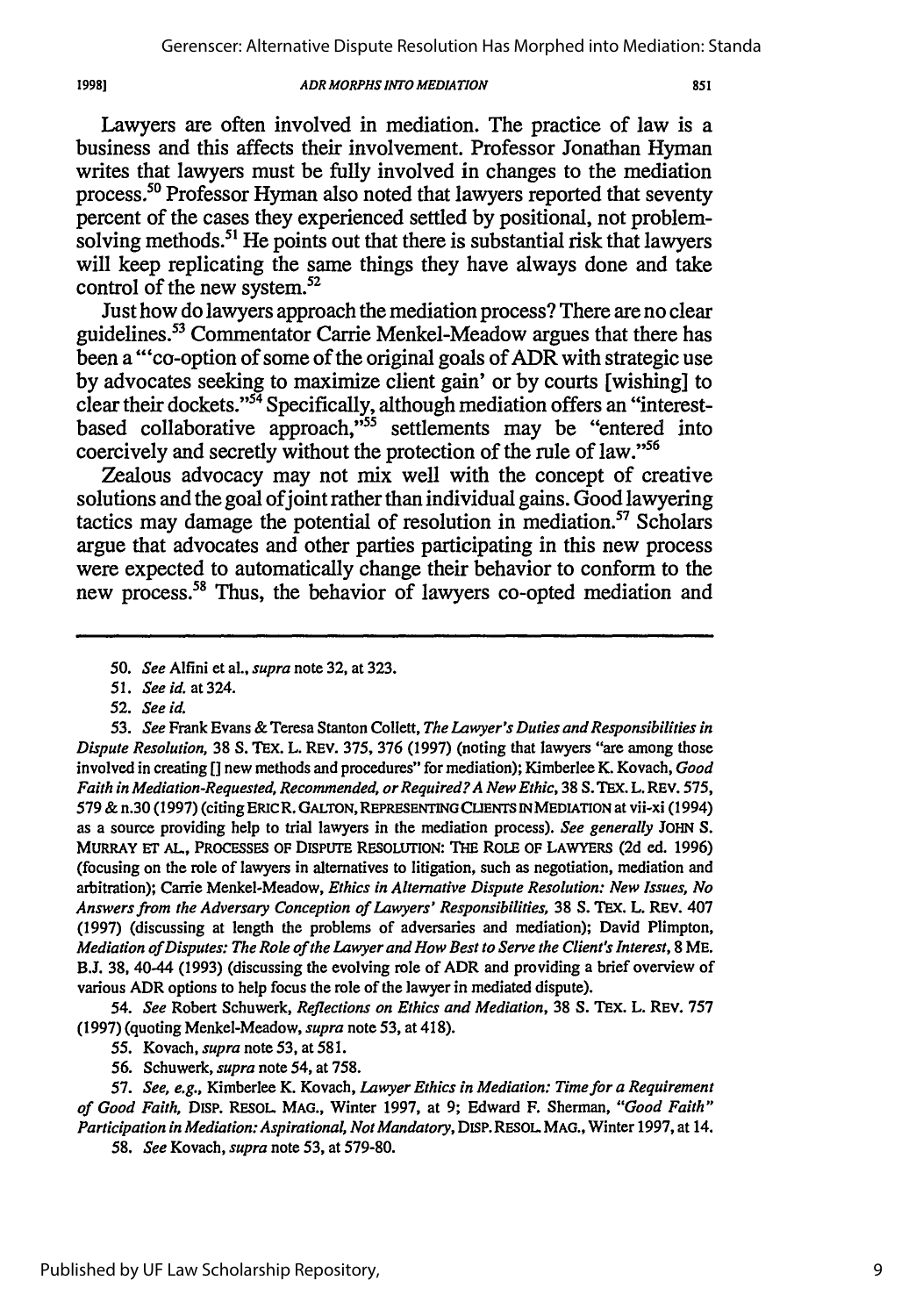Lawyers are often involved in mediation. The practice of law is a business and this affects their involvement. Professor Jonathan Hyman writes that lawyers must be fully involved in changes to the mediation process.[50] Professor Hyman also noted that lawyers reported that seventy percent of the cases they experienced settled by positional, not problem-solving methods.[51] He points out that there is substantial risk that lawyers will keep replicating the same things they have always done and take control of the new system.[52]

Just how do lawyers approach the mediation process? There are no clear guidelines.[53] Commentator Carrie Menkel-Meadow argues that there has been a "'co-option of some of the original goals of ADR with strategic use by advocates seeking to maximize client gain' or by courts [wishing] to clear their dockets."[54] Specifically, although mediation offers an "interest-based collaborative approach,"[55] settlements may be "entered into coercively and secretly without the protection of the rule of law."[56]

Zealous advocacy may not mix well with the concept of creative solutions and the goal of joint rather than individual gains. Good lawyering tactics may damage the potential of resolution in mediation.[57] Scholars argue that advocates and other parties participating in this new process were expected to automatically change their behavior to conform to the new process.[58] Thus, the behavior of lawyers co-opted mediation and

---

50. *See* Alfini et al., *supra* note 32, at 323.

51. *See id.* at 324.

52. *See id.*

53. *See* Frank Evans & Teresa Stanton Collett, *The Lawyer's Duties and Responsibilities in Dispute Resolution,* 38 S. TEX. L. REV. 375, 376 (1997) (noting that lawyers "are among those involved in creating [] new methods and procedures" for mediation); Kimberlee K. Kovach, *Good Faith in Mediation-Requested, Recommended, or Required? A New Ethic,* 38 S. TEX. L. REV. 575, 579 & n.30 (1997) (citing ERIC R. GALTON, REPRESENTING CLIENTS IN MEDIATION at vii-xi (1994) as a source providing help to trial lawyers in the mediation process). *See generally* JOHN S. MURRAY ET AL., PROCESSES OF DISPUTE RESOLUTION: THE ROLE OF LAWYERS (2d ed. 1996) (focusing on the role of lawyers in alternatives to litigation, such as negotiation, mediation and arbitration); Carrie Menkel-Meadow, *Ethics in Alternative Dispute Resolution: New Issues, No Answers from the Adversary Conception of Lawyers' Responsibilities,* 38 S. TEX. L. REV. 407 (1997) (discussing at length the problems of adversaries and mediation); David Plimpton, *Mediation of Disputes: The Role of the Lawyer and How Best to Serve the Client's Interest,* 8 ME. B.J. 38, 40-44 (1993) (discussing the evolving role of ADR and providing a brief overview of various ADR options to help focus the role of the lawyer in mediated dispute).

54. *See* Robert Schuwerk, *Reflections on Ethics and Mediation,* 38 S. TEX. L. REV. 757 (1997) (quoting Menkel-Meadow, *supra* note 53, at 418).

55. Kovach, *supra* note 53, at 581.

56. Schuwerk, *supra* note 54, at 758.

57. *See, e.g.,* Kimberlee K. Kovach, *Lawyer Ethics in Mediation: Time for a Requirement of Good Faith,* DISP. RESOL. MAG., Winter 1997, at 9; Edward F. Sherman, *"Good Faith" Participation in Mediation: Aspirational, Not Mandatory,* DISP. RESOL. MAG., Winter 1997, at 14.

58. *See* Kovach, *supra* note 53, at 579-80.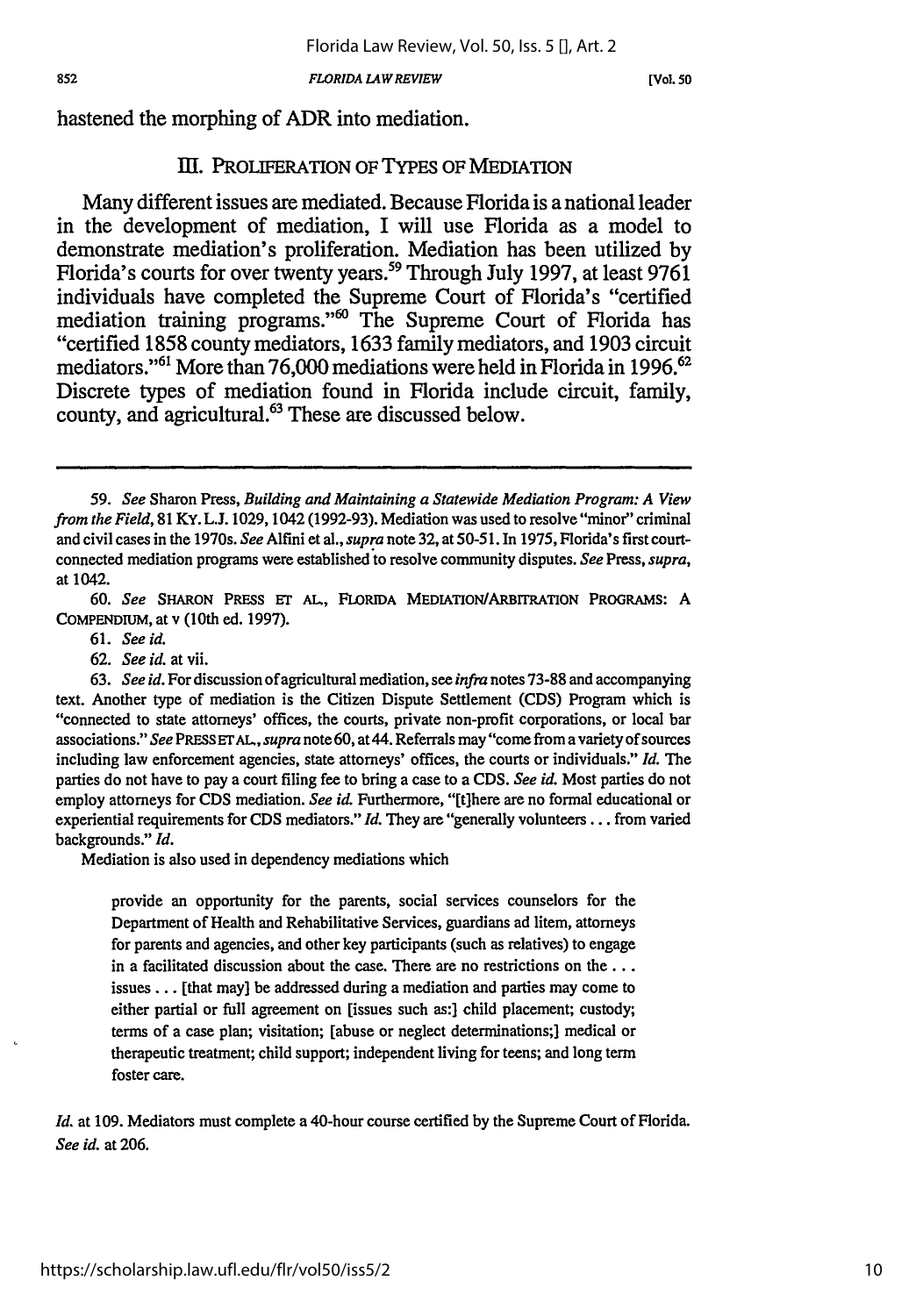hastened the morphing of ADR into mediation.

## III. PROLIFERATION OF TYPES OF MEDIATION

Many different issues are mediated. Because Florida is a national leader in the development of mediation, I will use Florida as a model to demonstrate mediation's proliferation. Mediation has been utilized by Florida's courts for over twenty years.[59] Through July 1997, at least 9761 individuals have completed the Supreme Court of Florida's "certified mediation training programs."[60] The Supreme Court of Florida has "certified 1858 county mediators, 1633 family mediators, and 1903 circuit mediators."[61] More than 76,000 mediations were held in Florida in 1996.[62] Discrete types of mediation found in Florida include circuit, family, county, and agricultural.[63] These are discussed below.

---

59. *See* Sharon Press, *Building and Maintaining a Statewide Mediation Program: A View from the Field*, 81 KY. L.J. 1029, 1042 (1992-93). Mediation was used to resolve "minor" criminal and civil cases in the 1970s. *See* Alfini et al., *supra* note 32, at 50-51. In 1975, Florida's first court-connected mediation programs were established to resolve community disputes. *See* Press, *supra*, at 1042.

60. *See* SHARON PRESS ET AL., FLORIDA MEDIATION/ARBITRATION PROGRAMS: A COMPENDIUM, at v (10th ed. 1997).

61. *See id.*

62. *See id.* at vii.

63. *See id.* For discussion of agricultural mediation, see *infra* notes 73-88 and accompanying text. Another type of mediation is the Citizen Dispute Settlement (CDS) Program which is "connected to state attorneys' offices, the courts, private non-profit corporations, or local bar associations." *See* PRESS ET AL., *supra* note 60, at 44. Referrals may "come from a variety of sources including law enforcement agencies, state attorneys' offices, the courts or individuals." *Id.* The parties do not have to pay a court filing fee to bring a case to a CDS. *See id.* Most parties do not employ attorneys for CDS mediation. *See id.* Furthermore, "[t]here are no formal educational or experiential requirements for CDS mediators." *Id.* They are "generally volunteers . . . from varied backgrounds." *Id.*

Mediation is also used in dependency mediations which

> provide an opportunity for the parents, social services counselors for the Department of Health and Rehabilitative Services, guardians ad litem, attorneys for parents and agencies, and other key participants (such as relatives) to engage in a facilitated discussion about the case. There are no restrictions on the . . . issues . . . [that may] be addressed during a mediation and parties may come to either partial or full agreement on [issues such as:] child placement; custody; terms of a case plan; visitation; [abuse or neglect determinations;] medical or therapeutic treatment; child support; independent living for teens; and long term foster care.

*Id.* at 109. Mediators must complete a 40-hour course certified by the Supreme Court of Florida. *See id.* at 206.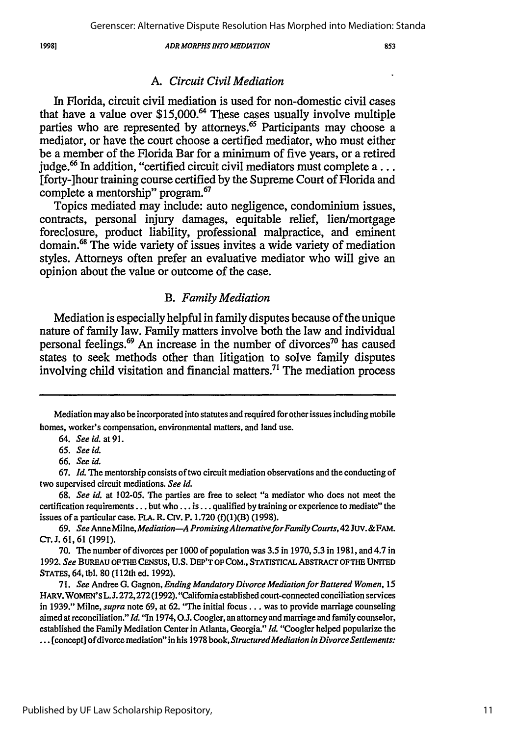### A. *Circuit Civil Mediation*

In Florida, circuit civil mediation is used for non-domestic civil cases that have a value over $15,000.[64] These cases usually involve multiple parties who are represented by attorneys.[65] Participants may choose a mediator, or have the court choose a certified mediator, who must either be a member of the Florida Bar for a minimum of five years, or a retired judge.[66] In addition, "certified circuit civil mediators must complete a . . . [forty-]hour training course certified by the Supreme Court of Florida and complete a mentorship" program.[67]

Topics mediated may include: auto negligence, condominium issues, contracts, personal injury damages, equitable relief, lien/mortgage foreclosure, product liability, professional malpractice, and eminent domain.[68] The wide variety of issues invites a wide variety of mediation styles. Attorneys often prefer an evaluative mediator who will give an opinion about the value or outcome of the case.

### B. *Family Mediation*

Mediation is especially helpful in family disputes because of the unique nature of family law. Family matters involve both the law and individual personal feelings.[69] An increase in the number of divorces[70] has caused states to seek methods other than litigation to solve family disputes involving child visitation and financial matters.[71] The mediation process

---

Mediation may also be incorporated into statutes and required for other issues including mobile homes, worker's compensation, environmental matters, and land use.

64. *See id.* at 91.

65. *See id.*

66. *See id.*

67. *Id.* The mentorship consists of two circuit mediation observations and the conducting of two supervised circuit mediations. *See id.*

68. *See id.* at 102-05. The parties are free to select "a mediator who does not meet the certification requirements . . . but who . . . is . . . qualified by training or experience to mediate" the issues of a particular case. FLA. R. CIV. P. 1.720 (f)(1)(B) (1998).

69. *See* Anne Milne, *Mediation—A Promising Alternative for Family Courts*, 42 JUV. & FAM. CT. J. 61, 61 (1991).

70. The number of divorces per 1000 of population was 3.5 in 1970, 5.3 in 1981, and 4.7 in 1992. *See* BUREAU OF THE CENSUS, U.S. DEP'T OF COM., STATISTICAL ABSTRACT OF THE UNITED STATES, 64, tbl. 80 (112th ed. 1992).

71. *See* Andree G. Gagnon, *Ending Mandatory Divorce Mediation for Battered Women*, 15 HARV. WOMEN'S L. J. 272, 272 (1992). "California established court-connected conciliation services in 1939." Milne, *supra* note 69, at 62. "The initial focus . . . was to provide marriage counseling aimed at reconciliation." *Id.* "In 1974, O.J. Coogler, an attorney and marriage and family counselor, established the Family Mediation Center in Atlanta, Georgia." *Id.* "Coogler helped popularize the . . . [concept] of divorce mediation" in his 1978 book, *Structured Mediation in Divorce Settlements:*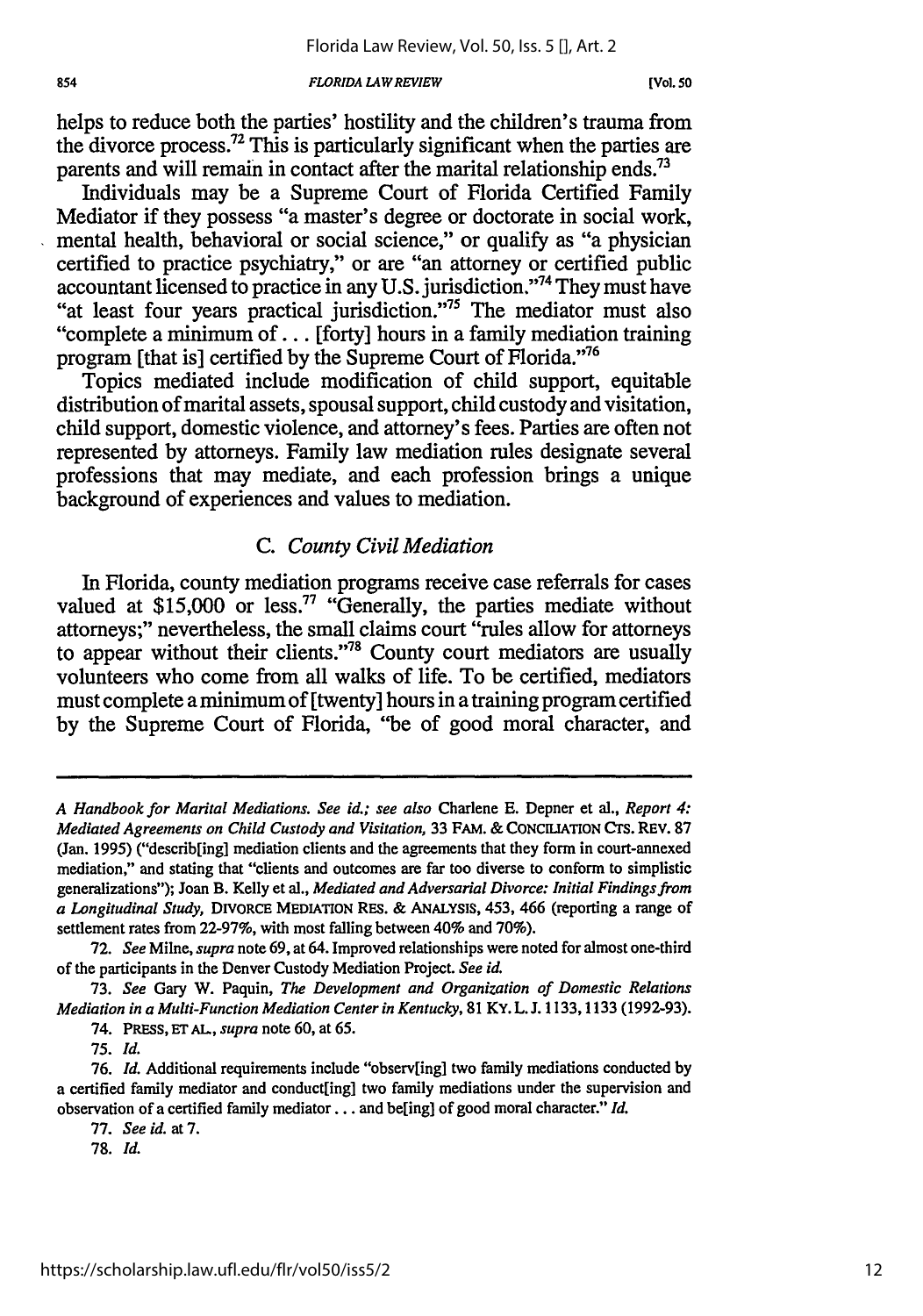helps to reduce both the parties' hostility and the children's trauma from the divorce process.[72] This is particularly significant when the parties are parents and will remain in contact after the marital relationship ends.[73]

Individuals may be a Supreme Court of Florida Certified Family Mediator if they possess "a master's degree or doctorate in social work, mental health, behavioral or social science," or qualify as "a physician certified to practice psychiatry," or are "an attorney or certified public accountant licensed to practice in any U.S. jurisdiction."[74] They must have "at least four years practical jurisdiction."[75] The mediator must also "complete a minimum of . . . [forty] hours in a family mediation training program [that is] certified by the Supreme Court of Florida."[76]

Topics mediated include modification of child support, equitable distribution of marital assets, spousal support, child custody and visitation, child support, domestic violence, and attorney's fees. Parties are often not represented by attorneys. Family law mediation rules designate several professions that may mediate, and each profession brings a unique background of experiences and values to mediation.

### C. *County Civil Mediation*

In Florida, county mediation programs receive case referrals for cases valued at $15,000 or less.[77] "Generally, the parties mediate without attorneys;" nevertheless, the small claims court "rules allow for attorneys to appear without their clients."[78] County court mediators are usually volunteers who come from all walks of life. To be certified, mediators must complete a minimum of [twenty] hours in a training program certified by the Supreme Court of Florida, "be of good moral character, and

---

*A Handbook for Marital Mediations. See id.; see also* Charlene E. Depner et al., *Report 4: Mediated Agreements on Child Custody and Visitation*, 33 FAM. & CONCILIATION CTS. REV. 87 (Jan. 1995) ("describ[ing] mediation clients and the agreements that they form in court-annexed mediation," and stating that "clients and outcomes are far too diverse to conform to simplistic generalizations"); Joan B. Kelly et al., *Mediated and Adversarial Divorce: Initial Findings from a Longitudinal Study*, DIVORCE MEDIATION RES. & ANALYSIS, 453, 466 (reporting a range of settlement rates from 22-97%, with most falling between 40% and 70%).

72. *See* Milne, *supra* note 69, at 64. Improved relationships were noted for almost one-third of the participants in the Denver Custody Mediation Project. *See id.*

73. *See* Gary W. Paquin, *The Development and Organization of Domestic Relations Mediation in a Multi-Function Mediation Center in Kentucky*, 81 KY. L. J. 1133, 1133 (1992-93).

74. PRESS, ET AL., *supra* note 60, at 65.

75. *Id.*

76. *Id.* Additional requirements include "observ[ing] two family mediations conducted by a certified family mediator and conduct[ing] two family mediations under the supervision and observation of a certified family mediator . . . and be[ing] of good moral character." *Id.*

77. *See id.* at 7.

78. *Id.*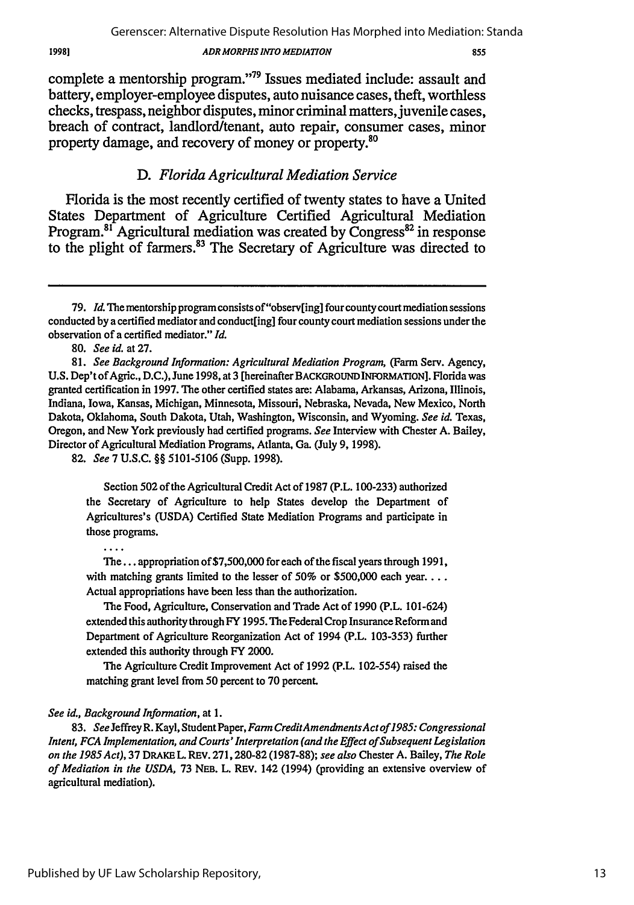complete a mentorship program."[79] Issues mediated include: assault and battery, employer-employee disputes, auto nuisance cases, theft, worthless checks, trespass, neighbor disputes, minor criminal matters, juvenile cases, breach of contract, landlord/tenant, auto repair, consumer cases, minor property damage, and recovery of money or property.[80]

### D. *Florida Agricultural Mediation Service*

Florida is the most recently certified of twenty states to have a United States Department of Agriculture Certified Agricultural Mediation Program.[81] Agricultural mediation was created by Congress[82] in response to the plight of farmers.[83] The Secretary of Agriculture was directed to

---

79. *Id.* The mentorship program consists of "observ[ing] four county court mediation sessions conducted by a certified mediator and conduct[ing] four county court mediation sessions under the observation of a certified mediator." *Id.*

80. *See id.* at 27.

81. *See Background Information: Agricultural Mediation Program,* (Farm Serv. Agency, U.S. Dep't of Agric., D.C.), June 1998, at 3 [hereinafter BACKGROUND INFORMATION]. Florida was granted certification in 1997. The other certified states are: Alabama, Arkansas, Arizona, Illinois, Indiana, Iowa, Kansas, Michigan, Minnesota, Missouri, Nebraska, Nevada, New Mexico, North Dakota, Oklahoma, South Dakota, Utah, Washington, Wisconsin, and Wyoming. *See id.* Texas, Oregon, and New York previously had certified programs. *See* Interview with Chester A. Bailey, Director of Agricultural Mediation Programs, Atlanta, Ga. (July 9, 1998).

82. *See* 7 U.S.C. §§ 5101-5106 (Supp. 1998).

> Section 502 of the Agricultural Credit Act of 1987 (P.L. 100-233) authorized the Secretary of Agriculture to help States develop the Department of Agricultures's (USDA) Certified State Mediation Programs and participate in those programs.
>
> . . . .
>
> The . . . appropriation of $7,500,000 for each of the fiscal years through 1991, with matching grants limited to the lesser of 50% or $500,000 each year. . . . Actual appropriations have been less than the authorization.
>
> The Food, Agriculture, Conservation and Trade Act of 1990 (P.L. 101-624) extended this authority through FY 1995. The Federal Crop Insurance Reform and Department of Agriculture Reorganization Act of 1994 (P.L. 103-353) further extended this authority through FY 2000.
>
> The Agriculture Credit Improvement Act of 1992 (P.L. 102-554) raised the matching grant level from 50 percent to 70 percent.

*See id., Background Information,* at 1.

83. *See* Jeffrey R. Kayl, Student Paper, *Farm Credit Amendments Act of 1985: Congressional Intent, FCA Implementation, and Courts' Interpretation (and the Effect of Subsequent Legislation on the 1985 Act),* 37 DRAKE L. REV. 271, 280-82 (1987-88); *see also* Chester A. Bailey, *The Role of Mediation in the USDA,* 73 NEB. L. REV. 142 (1994) (providing an extensive overview of agricultural mediation).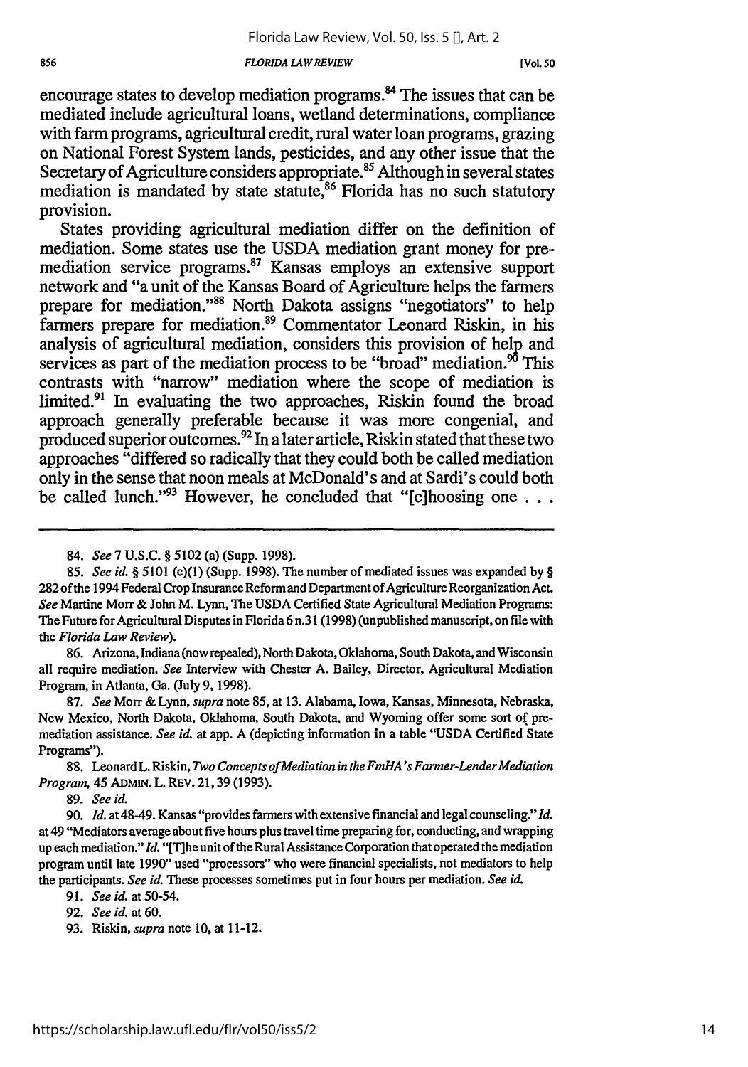encourage states to develop mediation programs.[84] The issues that can be mediated include agricultural loans, wetland determinations, compliance with farm programs, agricultural credit, rural water loan programs, grazing on National Forest System lands, pesticides, and any other issue that the Secretary of Agriculture considers appropriate.[85] Although in several states mediation is mandated by state statute,[86] Florida has no such statutory provision.

States providing agricultural mediation differ on the definition of mediation. Some states use the USDA mediation grant money for pre-mediation service programs.[87] Kansas employs an extensive support network and "a unit of the Kansas Board of Agriculture helps the farmers prepare for mediation."[88] North Dakota assigns "negotiators" to help farmers prepare for mediation.[89] Commentator Leonard Riskin, in his analysis of agricultural mediation, considers this provision of help and services as part of the mediation process to be "broad" mediation.[90] This contrasts with "narrow" mediation where the scope of mediation is limited.[91] In evaluating the two approaches, Riskin found the broad approach generally preferable because it was more congenial, and produced superior outcomes.[92] In a later article, Riskin stated that these two approaches "differed so radically that they could both be called mediation only in the sense that noon meals at McDonald's and at Sardi's could both be called lunch."[93] However, he concluded that "[c]hoosing one . . .

---

84. *See* 7 U.S.C. § 5102 (a) (Supp. 1998).

85. *See id.* § 5101 (c)(1) (Supp. 1998). The number of mediated issues was expanded by § 282 of the 1994 Federal Crop Insurance Reform and Department of Agriculture Reorganization Act. *See* Martine Morr & John M. Lynn, The USDA Certified State Agricultural Mediation Programs: The Future for Agricultural Disputes in Florida 6 n.31 (1998) (unpublished manuscript, on file with the *Florida Law Review*).

86. Arizona, Indiana (now repealed), North Dakota, Oklahoma, South Dakota, and Wisconsin all require mediation. *See* Interview with Chester A. Bailey, Director, Agricultural Mediation Program, in Atlanta, Ga. (July 9, 1998).

87. *See* Morr & Lynn, *supra* note 85, at 13. Alabama, Iowa, Kansas, Minnesota, Nebraska, New Mexico, North Dakota, Oklahoma, South Dakota, and Wyoming offer some sort of pre-mediation assistance. *See id.* at app. A (depicting information in a table "USDA Certified State Programs").

88. Leonard L. Riskin, *Two Concepts of Mediation in the FmHA's Farmer-Lender Mediation Program*, 45 ADMIN. L. REV. 21, 39 (1993).

89. *See id.*

90. *Id.* at 48-49. Kansas "provides farmers with extensive financial and legal counseling." *Id.* at 49 "Mediators average about five hours plus travel time preparing for, conducting, and wrapping up each mediation." *Id.* "[T]he unit of the Rural Assistance Corporation that operated the mediation program until late 1990" used "processors" who were financial specialists, not mediators to help the participants. *See id.* These processes sometimes put in four hours per mediation. *See id.*

91. *See id.* at 50-54.

92. *See id.* at 60.

93. Riskin, *supra* note 10, at 11-12.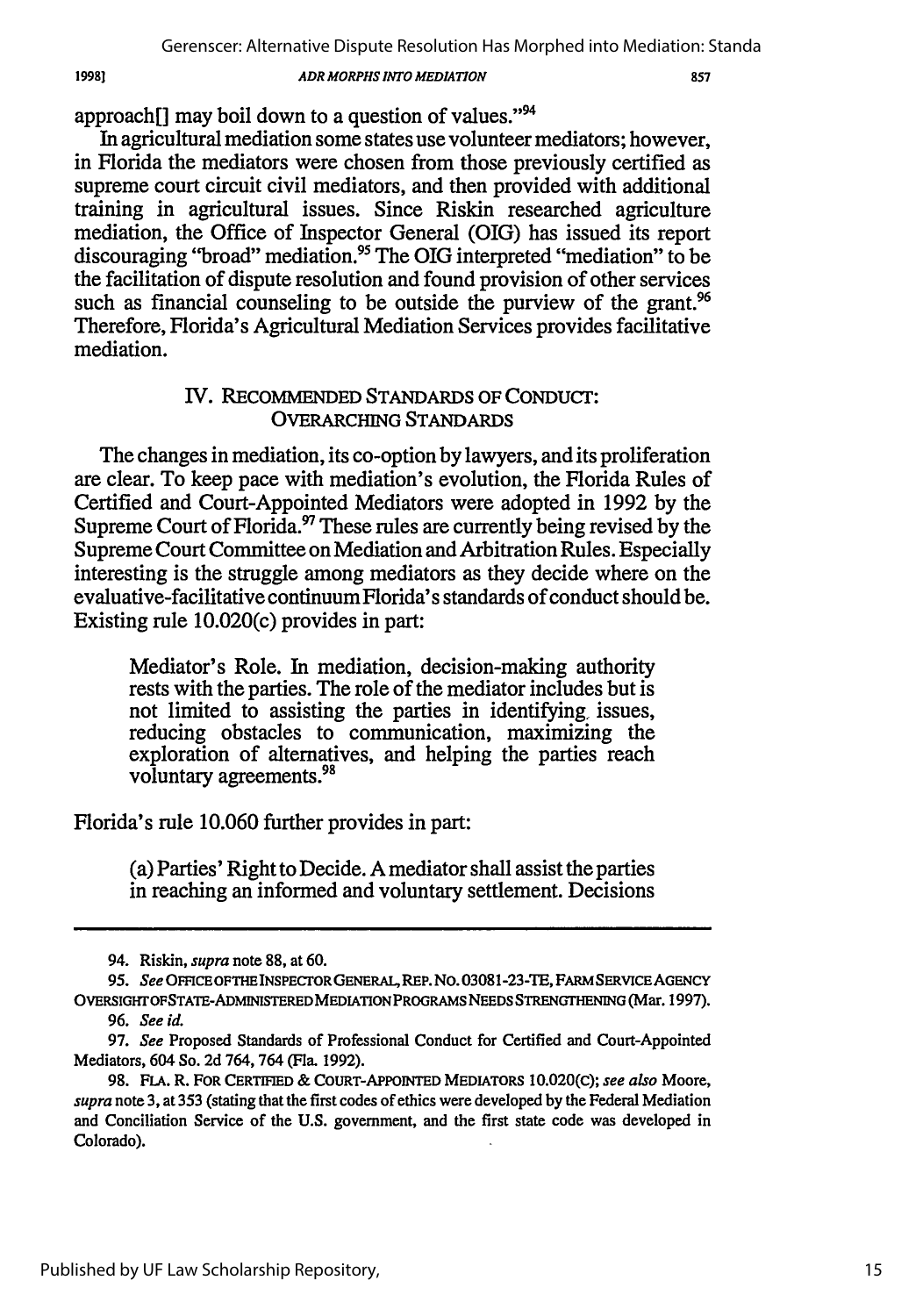approach[] may boil down to a question of values."[94]

In agricultural mediation some states use volunteer mediators; however, in Florida the mediators were chosen from those previously certified as supreme court circuit civil mediators, and then provided with additional training in agricultural issues. Since Riskin researched agriculture mediation, the Office of Inspector General (OIG) has issued its report discouraging "broad" mediation.[95] The OIG interpreted "mediation" to be the facilitation of dispute resolution and found provision of other services such as financial counseling to be outside the purview of the grant.[96] Therefore, Florida's Agricultural Mediation Services provides facilitative mediation.

## IV. RECOMMENDED STANDARDS OF CONDUCT: OVERARCHING STANDARDS

The changes in mediation, its co-option by lawyers, and its proliferation are clear. To keep pace with mediation's evolution, the Florida Rules of Certified and Court-Appointed Mediators were adopted in 1992 by the Supreme Court of Florida.[97] These rules are currently being revised by the Supreme Court Committee on Mediation and Arbitration Rules. Especially interesting is the struggle among mediators as they decide where on the evaluative-facilitative continuum Florida's standards of conduct should be. Existing rule 10.020(c) provides in part:

> Mediator's Role. In mediation, decision-making authority rests with the parties. The role of the mediator includes but is not limited to assisting the parties in identifying issues, reducing obstacles to communication, maximizing the exploration of alternatives, and helping the parties reach voluntary agreements.[98]

Florida's rule 10.060 further provides in part:

> (a) Parties' Right to Decide. A mediator shall assist the parties in reaching an informed and voluntary settlement. Decisions

---

94. Riskin, *supra* note 88, at 60.

95. *See* OFFICE OF THE INSPECTOR GENERAL, REP. NO. 03081-23-TE, FARM SERVICE AGENCY OVERSIGHT OF STATE-ADMINISTERED MEDIATION PROGRAMS NEEDS STRENGTHENING (Mar. 1997).

96. *See id.*

97. *See* Proposed Standards of Professional Conduct for Certified and Court-Appointed Mediators, 604 So. 2d 764, 764 (Fla. 1992).

98. FLA. R. FOR CERTIFIED & COURT-APPOINTED MEDIATORS 10.020(C); *see also* Moore, *supra* note 3, at 353 (stating that the first codes of ethics were developed by the Federal Mediation and Conciliation Service of the U.S. government, and the first state code was developed in Colorado).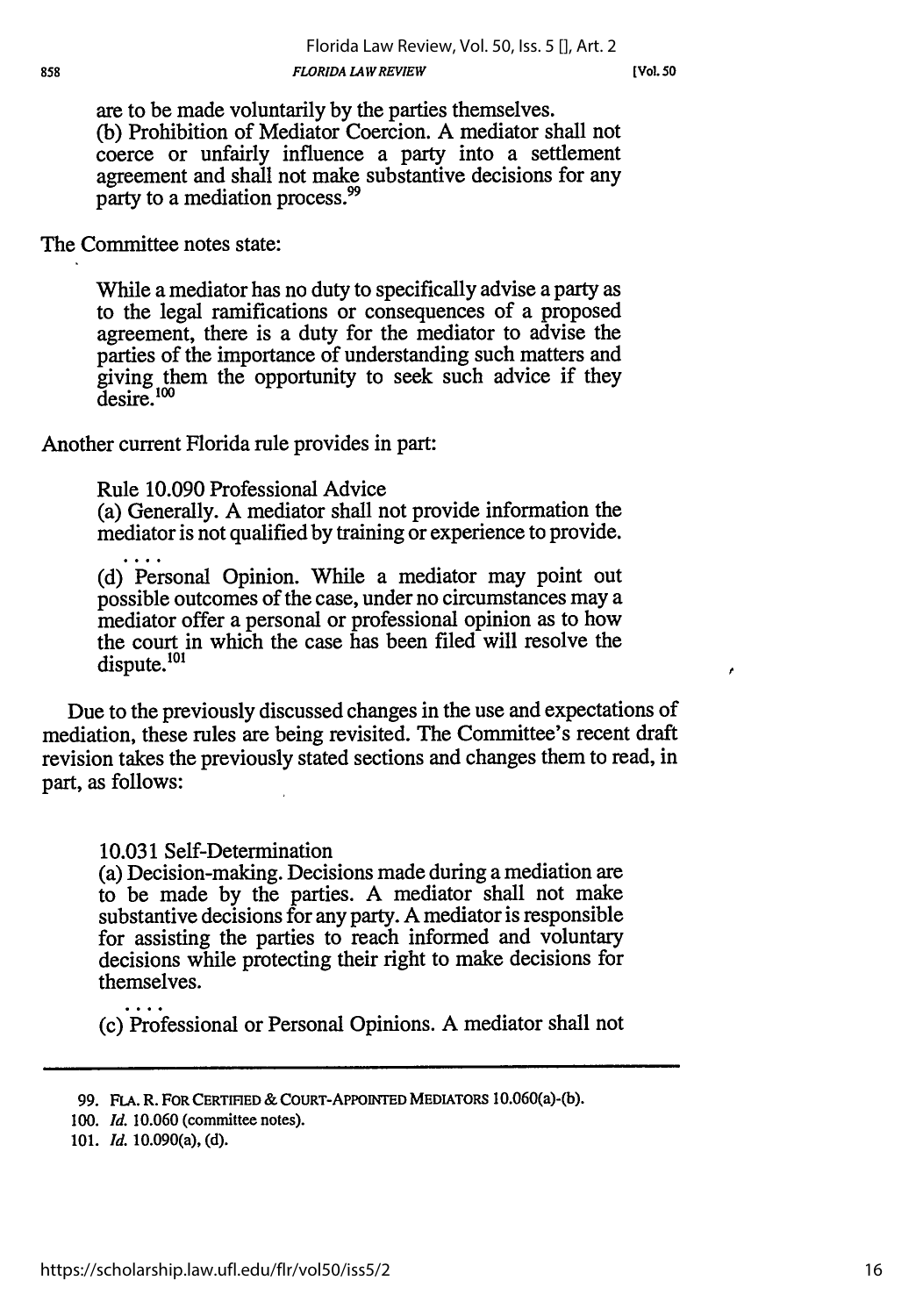are to be made voluntarily by the parties themselves.

(b) Prohibition of Mediator Coercion. A mediator shall not coerce or unfairly influence a party into a settlement agreement and shall not make substantive decisions for any party to a mediation process.[99]

The Committee notes state:

> While a mediator has no duty to specifically advise a party as to the legal ramifications or consequences of a proposed agreement, there is a duty for the mediator to advise the parties of the importance of understanding such matters and giving them the opportunity to seek such advice if they desire.[100]

Another current Florida rule provides in part:

> Rule 10.090 Professional Advice
>
> (a) Generally. A mediator shall not provide information the mediator is not qualified by training or experience to provide.
>
> . . . .
>
> (d) Personal Opinion. While a mediator may point out possible outcomes of the case, under no circumstances may a mediator offer a personal or professional opinion as to how the court in which the case has been filed will resolve the dispute.[101]

Due to the previously discussed changes in the use and expectations of mediation, these rules are being revisited. The Committee's recent draft revision takes the previously stated sections and changes them to read, in part, as follows:

> 10.031 Self-Determination
>
> (a) Decision-making. Decisions made during a mediation are to be made by the parties. A mediator shall not make substantive decisions for any party. A mediator is responsible for assisting the parties to reach informed and voluntary decisions while protecting their right to make decisions for themselves.
>
> . . . .
>
> (c) Professional or Personal Opinions. A mediator shall not

---

99. FLA. R. FOR CERTIFIED & COURT-APPOINTED MEDIATORS 10.060(a)-(b).

100. *Id.* 10.060 (committee notes).

101. *Id.* 10.090(a), (d).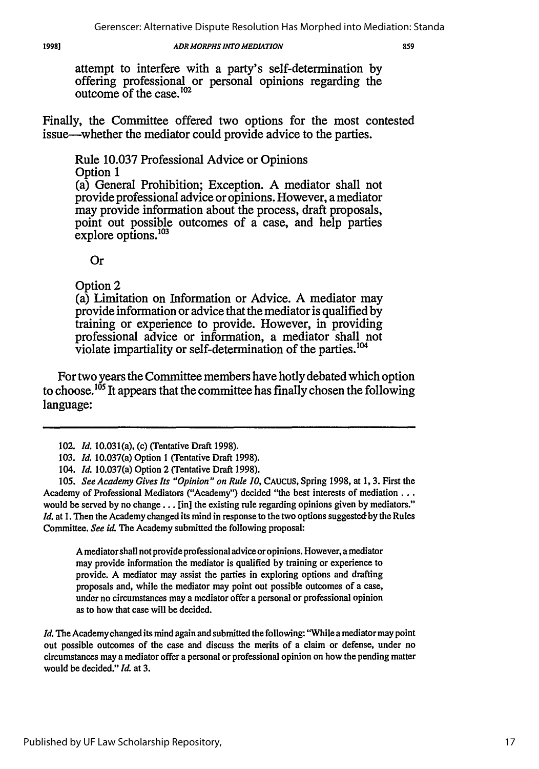> attempt to interfere with a party's self-determination by offering professional or personal opinions regarding the outcome of the case.[102]

Finally, the Committee offered two options for the most contested issue—whether the mediator could provide advice to the parties.

> Rule 10.037 Professional Advice or Opinions
> Option 1
> (a) General Prohibition; Exception. A mediator shall not provide professional advice or opinions. However, a mediator may provide information about the process, draft proposals, point out possible outcomes of a case, and help parties explore options.[103]
>
> Or
>
> Option 2
> (a) Limitation on Information or Advice. A mediator may provide information or advice that the mediator is qualified by training or experience to provide. However, in providing professional advice or information, a mediator shall not violate impartiality or self-determination of the parties.[104]

For two years the Committee members have hotly debated which option to choose.[105] It appears that the committee has finally chosen the following language:

---

102. *Id.* 10.031(a), (c) (Tentative Draft 1998).

103. *Id.* 10.037(a) Option 1 (Tentative Draft 1998).

104. *Id.* 10.037(a) Option 2 (Tentative Draft 1998).

105. *See Academy Gives Its "Opinion" on Rule 10*, CAUCUS, Spring 1998, at 1, 3. First the Academy of Professional Mediators ("Academy") decided "the best interests of mediation . . . would be served by no change . . . [in] the existing rule regarding opinions given by mediators." *Id.* at 1. Then the Academy changed its mind in response to the two options suggested by the Rules Committee. *See id.* The Academy submitted the following proposal:

> A mediator shall not provide professional advice or opinions. However, a mediator may provide information the mediator is qualified by training or experience to provide. A mediator may assist the parties in exploring options and drafting proposals and, while the mediator may point out possible outcomes of a case, under no circumstances may a mediator offer a personal or professional opinion as to how that case will be decided.

*Id.* The Academy changed its mind again and submitted the following: "While a mediator may point out possible outcomes of the case and discuss the merits of a claim or defense, under no circumstances may a mediator offer a personal or professional opinion on how the pending matter would be decided." *Id.* at 3.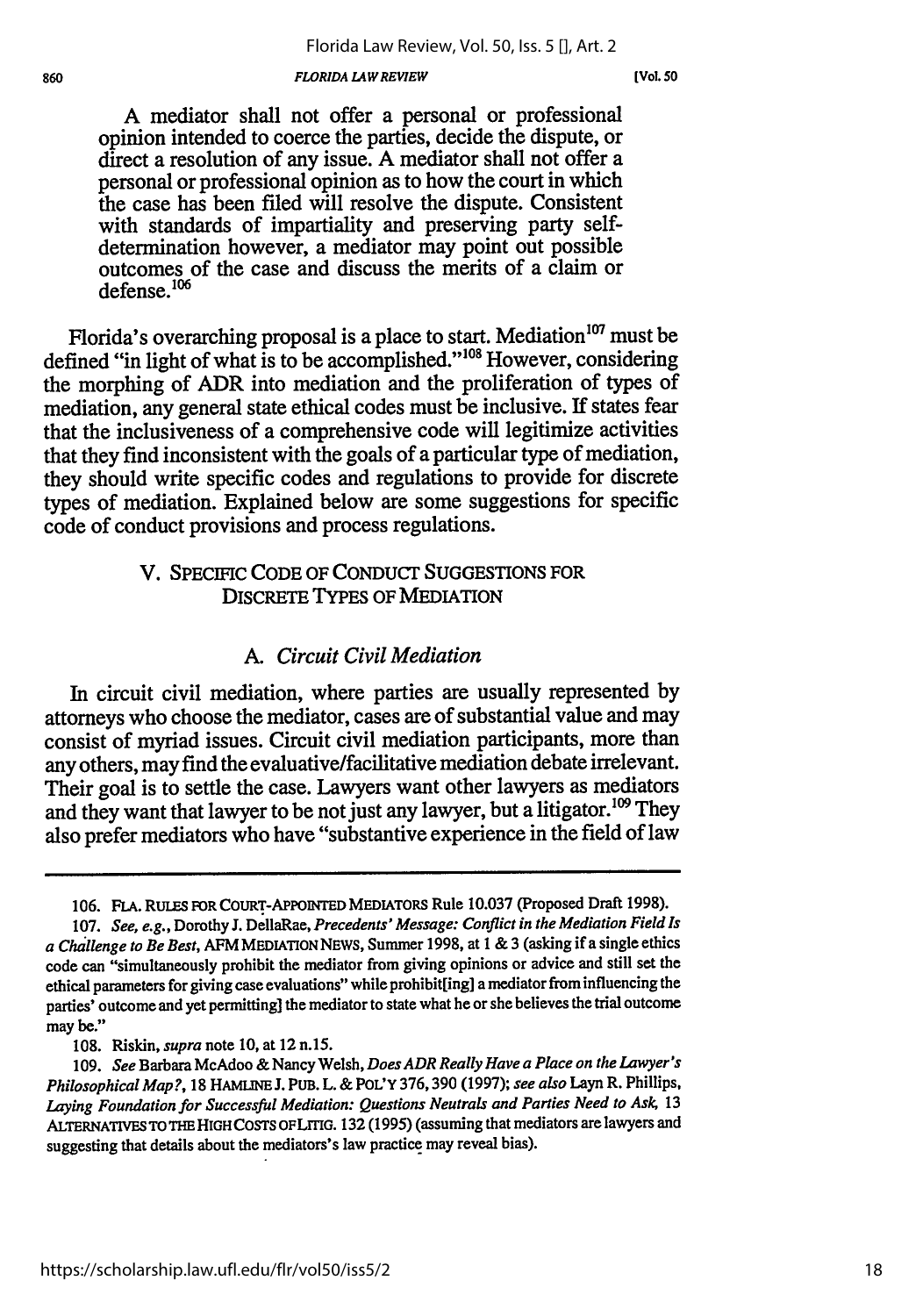> A mediator shall not offer a personal or professional opinion intended to coerce the parties, decide the dispute, or direct a resolution of any issue. A mediator shall not offer a personal or professional opinion as to how the court in which the case has been filed will resolve the dispute. Consistent with standards of impartiality and preserving party self-determination however, a mediator may point out possible outcomes of the case and discuss the merits of a claim or defense.[106]

Florida's overarching proposal is a place to start. Mediation[107] must be defined "in light of what is to be accomplished."[108] However, considering the morphing of ADR into mediation and the proliferation of types of mediation, any general state ethical codes must be inclusive. If states fear that the inclusiveness of a comprehensive code will legitimize activities that they find inconsistent with the goals of a particular type of mediation, they should write specific codes and regulations to provide for discrete types of mediation. Explained below are some suggestions for specific code of conduct provisions and process regulations.

## V. SPECIFIC CODE OF CONDUCT SUGGESTIONS FOR DISCRETE TYPES OF MEDIATION

### A. *Circuit Civil Mediation*

In circuit civil mediation, where parties are usually represented by attorneys who choose the mediator, cases are of substantial value and may consist of myriad issues. Circuit civil mediation participants, more than any others, may find the evaluative/facilitative mediation debate irrelevant. Their goal is to settle the case. Lawyers want other lawyers as mediators and they want that lawyer to be not just any lawyer, but a litigator.[109] They also prefer mediators who have "substantive experience in the field of law

---

106. FLA. RULES FOR COURT-APPOINTED MEDIATORS Rule 10.037 (Proposed Draft 1998).

107. *See, e.g.*, Dorothy J. DellaRae, *Precedents' Message: Conflict in the Mediation Field Is a Challenge to Be Best*, AFM MEDIATION NEWS, Summer 1998, at 1 & 3 (asking if a single ethics code can "simultaneously prohibit the mediator from giving opinions or advice and still set the ethical parameters for giving case evaluations" while prohibit[ing] a mediator from influencing the parties' outcome and yet permitting] the mediator to state what he or she believes the trial outcome may be."

108. Riskin, *supra* note 10, at 12 n.15.

109. *See* Barbara McAdoo & Nancy Welsh, *Does ADR Really Have a Place on the Lawyer's Philosophical Map?*, 18 HAMLINE J. PUB. L. & POL'Y 376, 390 (1997); *see also* Layn R. Phillips, *Laying Foundation for Successful Mediation: Questions Neutrals and Parties Need to Ask*, 13 ALTERNATIVES TO THE HIGH COSTS OF LITIG. 132 (1995) (assuming that mediators are lawyers and suggesting that details about the mediators's law practice may reveal bias).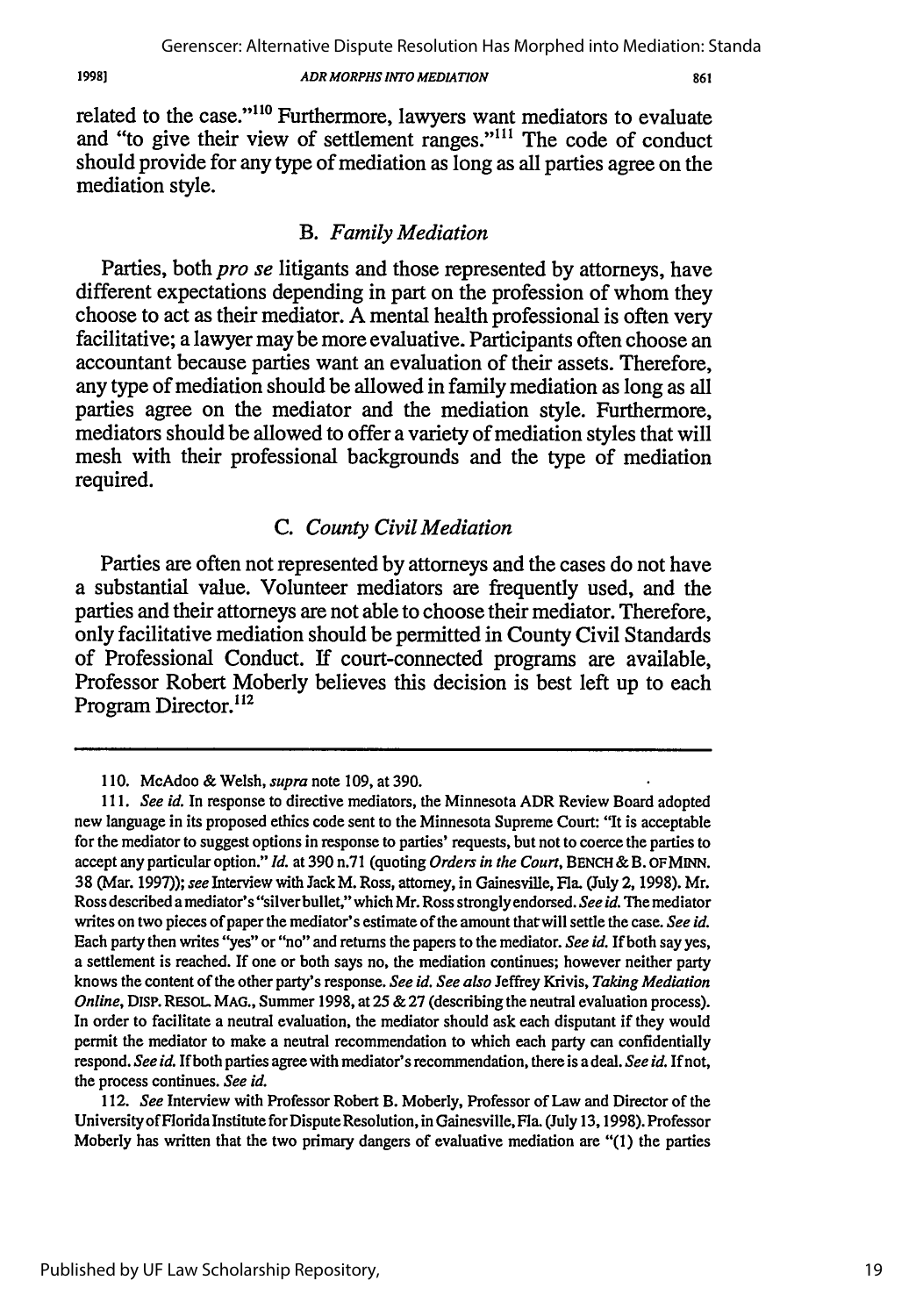related to the case."[110] Furthermore, lawyers want mediators to evaluate and "to give their view of settlement ranges."[111] The code of conduct should provide for any type of mediation as long as all parties agree on the mediation style.

### B. *Family Mediation*

Parties, both *pro se* litigants and those represented by attorneys, have different expectations depending in part on the profession of whom they choose to act as their mediator. A mental health professional is often very facilitative; a lawyer may be more evaluative. Participants often choose an accountant because parties want an evaluation of their assets. Therefore, any type of mediation should be allowed in family mediation as long as all parties agree on the mediator and the mediation style. Furthermore, mediators should be allowed to offer a variety of mediation styles that will mesh with their professional backgrounds and the type of mediation required.

### C. *County Civil Mediation*

Parties are often not represented by attorneys and the cases do not have a substantial value. Volunteer mediators are frequently used, and the parties and their attorneys are not able to choose their mediator. Therefore, only facilitative mediation should be permitted in County Civil Standards of Professional Conduct. If court-connected programs are available, Professor Robert Moberly believes this decision is best left up to each Program Director.[112]

---

110. McAdoo & Welsh, *supra* note 109, at 390.

111. *See id.* In response to directive mediators, the Minnesota ADR Review Board adopted new language in its proposed ethics code sent to the Minnesota Supreme Court: "It is acceptable for the mediator to suggest options in response to parties' requests, but not to coerce the parties to accept any particular option." *Id.* at 390 n.71 (quoting *Orders in the Court*, BENCH & B. OF MINN. 38 (Mar. 1997)); *see* Interview with Jack M. Ross, attorney, in Gainesville, Fla. (July 2, 1998). Mr. Ross described a mediator's "silver bullet," which Mr. Ross strongly endorsed. *See id.* The mediator writes on two pieces of paper the mediator's estimate of the amount that will settle the case. *See id.* Each party then writes "yes" or "no" and returns the papers to the mediator. *See id.* If both say yes, a settlement is reached. If one or both says no, the mediation continues; however neither party knows the content of the other party's response. *See id. See also* Jeffrey Krivis, *Taking Mediation Online*, DISP. RESOL. MAG., Summer 1998, at 25 & 27 (describing the neutral evaluation process). In order to facilitate a neutral evaluation, the mediator should ask each disputant if they would permit the mediator to make a neutral recommendation to which each party can confidentially respond. *See id.* If both parties agree with mediator's recommendation, there is a deal. *See id.* If not, the process continues. *See id.*

112. *See* Interview with Professor Robert B. Moberly, Professor of Law and Director of the University of Florida Institute for Dispute Resolution, in Gainesville, Fla. (July 13, 1998). Professor Moberly has written that the two primary dangers of evaluative mediation are "(1) the parties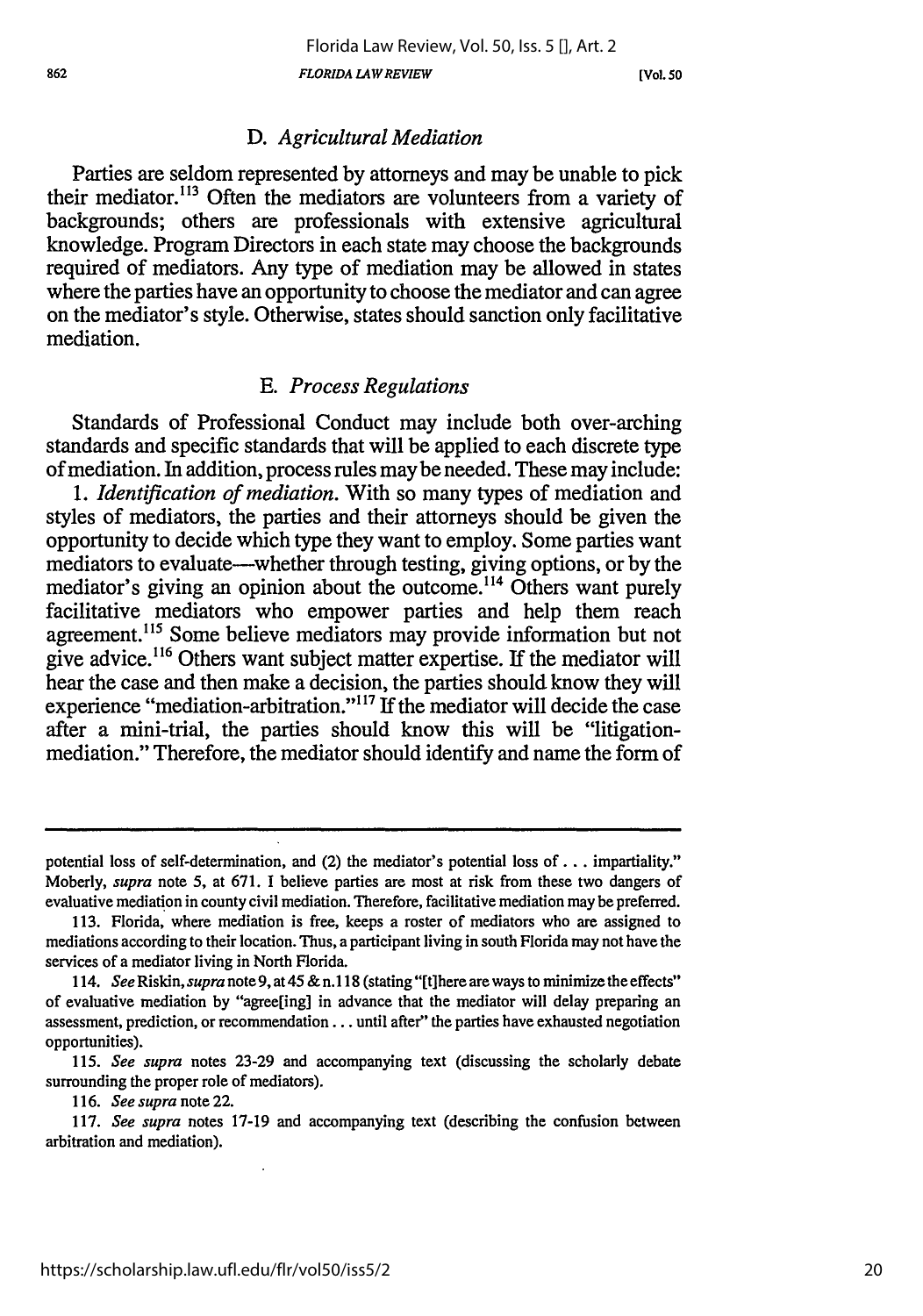### D. *Agricultural Mediation*

Parties are seldom represented by attorneys and may be unable to pick their mediator.[113] Often the mediators are volunteers from a variety of backgrounds; others are professionals with extensive agricultural knowledge. Program Directors in each state may choose the backgrounds required of mediators. Any type of mediation may be allowed in states where the parties have an opportunity to choose the mediator and can agree on the mediator's style. Otherwise, states should sanction only facilitative mediation.

### E. *Process Regulations*

Standards of Professional Conduct may include both over-arching standards and specific standards that will be applied to each discrete type of mediation. In addition, process rules may be needed. These may include:

1. *Identification of mediation.* With so many types of mediation and styles of mediators, the parties and their attorneys should be given the opportunity to decide which type they want to employ. Some parties want mediators to evaluate—whether through testing, giving options, or by the mediator's giving an opinion about the outcome.[114] Others want purely facilitative mediators who empower parties and help them reach agreement.[115] Some believe mediators may provide information but not give advice.[116] Others want subject matter expertise. If the mediator will hear the case and then make a decision, the parties should know they will experience "mediation-arbitration."[117] If the mediator will decide the case after a mini-trial, the parties should know this will be "litigation-mediation." Therefore, the mediator should identify and name the form of

---

potential loss of self-determination, and (2) the mediator's potential loss of . . . impartiality." Moberly, *supra* note 5, at 671. I believe parties are most at risk from these two dangers of evaluative mediation in county civil mediation. Therefore, facilitative mediation may be preferred.

113. Florida, where mediation is free, keeps a roster of mediators who are assigned to mediations according to their location. Thus, a participant living in south Florida may not have the services of a mediator living in North Florida.

114. *See* Riskin, *supra* note 9, at 45 & n.118 (stating "[t]here are ways to minimize the effects" of evaluative mediation by "agree[ing] in advance that the mediator will delay preparing an assessment, prediction, or recommendation . . . until after" the parties have exhausted negotiation opportunities).

115. *See supra* notes 23-29 and accompanying text (discussing the scholarly debate surrounding the proper role of mediators).

116. *See supra* note 22.

117. *See supra* notes 17-19 and accompanying text (describing the confusion between arbitration and mediation).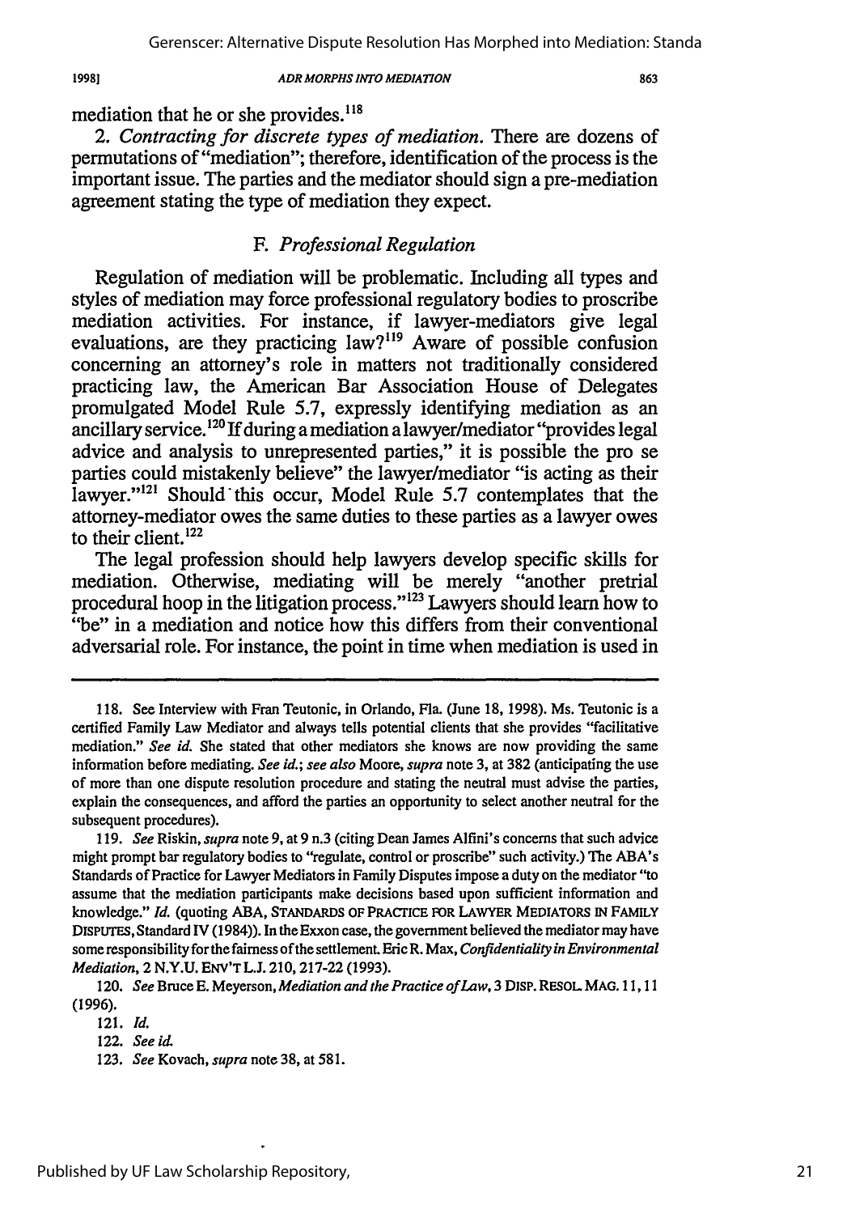mediation that he or she provides.[118]

2. *Contracting for discrete types of mediation.* There are dozens of permutations of "mediation"; therefore, identification of the process is the important issue. The parties and the mediator should sign a pre-mediation agreement stating the type of mediation they expect.

### F. *Professional Regulation*

Regulation of mediation will be problematic. Including all types and styles of mediation may force professional regulatory bodies to proscribe mediation activities. For instance, if lawyer-mediators give legal evaluations, are they practicing law?[119] Aware of possible confusion concerning an attorney's role in matters not traditionally considered practicing law, the American Bar Association House of Delegates promulgated Model Rule 5.7, expressly identifying mediation as an ancillary service.[120] If during a mediation a lawyer/mediator "provides legal advice and analysis to unrepresented parties," it is possible the pro se parties could mistakenly believe" the lawyer/mediator "is acting as their lawyer."[121] Should this occur, Model Rule 5.7 contemplates that the attorney-mediator owes the same duties to these parties as a lawyer owes to their client.[122]

The legal profession should help lawyers develop specific skills for mediation. Otherwise, mediating will be merely "another pretrial procedural hoop in the litigation process."[123] Lawyers should learn how to "be" in a mediation and notice how this differs from their conventional adversarial role. For instance, the point in time when mediation is used in

---

118. See Interview with Fran Teutonic, in Orlando, Fla. (June 18, 1998). Ms. Teutonic is a certified Family Law Mediator and always tells potential clients that she provides "facilitative mediation." *See id.* She stated that other mediators she knows are now providing the same information before mediating. *See id.*; *see also* Moore, *supra* note 3, at 382 (anticipating the use of more than one dispute resolution procedure and stating the neutral must advise the parties, explain the consequences, and afford the parties an opportunity to select another neutral for the subsequent procedures).

119. *See* Riskin, *supra* note 9, at 9 n.3 (citing Dean James Alfini's concerns that such advice might prompt bar regulatory bodies to "regulate, control or proscribe" such activity.) The ABA's Standards of Practice for Lawyer Mediators in Family Disputes impose a duty on the mediator "to assume that the mediation participants make decisions based upon sufficient information and knowledge." *Id.* (quoting ABA, STANDARDS OF PRACTICE FOR LAWYER MEDIATORS IN FAMILY DISPUTES, Standard IV (1984)). In the Exxon case, the government believed the mediator may have some responsibility for the fairness of the settlement. Eric R. Max, *Confidentiality in Environmental Mediation*, 2 N.Y.U. ENV'T L.J. 210, 217-22 (1993).

120. *See* Bruce E. Meyerson, *Mediation and the Practice of Law*, 3 DISP. RESOL. MAG. 11, 11 (1996).

121. *Id.*

122. *See id.*

123. *See* Kovach, *supra* note 38, at 581.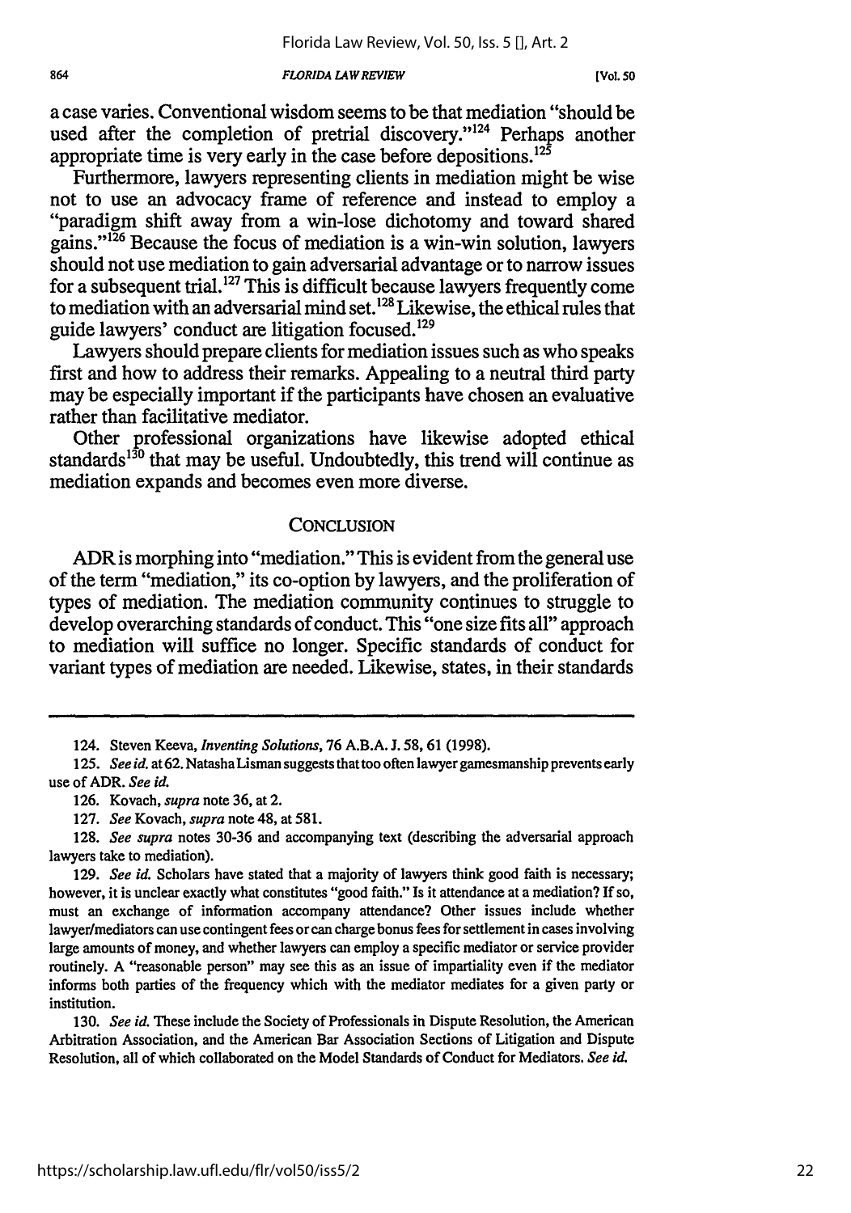a case varies. Conventional wisdom seems to be that mediation "should be used after the completion of pretrial discovery."[124] Perhaps another appropriate time is very early in the case before depositions.[125]

Furthermore, lawyers representing clients in mediation might be wise not to use an advocacy frame of reference and instead to employ a "paradigm shift away from a win-lose dichotomy and toward shared gains."[126] Because the focus of mediation is a win-win solution, lawyers should not use mediation to gain adversarial advantage or to narrow issues for a subsequent trial.[127] This is difficult because lawyers frequently come to mediation with an adversarial mind set.[128] Likewise, the ethical rules that guide lawyers' conduct are litigation focused.[129]

Lawyers should prepare clients for mediation issues such as who speaks first and how to address their remarks. Appealing to a neutral third party may be especially important if the participants have chosen an evaluative rather than facilitative mediator.

Other professional organizations have likewise adopted ethical standards[130] that may be useful. Undoubtedly, this trend will continue as mediation expands and becomes even more diverse.

## CONCLUSION

ADR is morphing into "mediation." This is evident from the general use of the term "mediation," its co-option by lawyers, and the proliferation of types of mediation. The mediation community continues to struggle to develop overarching standards of conduct. This "one size fits all" approach to mediation will suffice no longer. Specific standards of conduct for variant types of mediation are needed. Likewise, states, in their standards

---

124. Steven Keeva, *Inventing Solutions*, 76 A.B.A. J. 58, 61 (1998).

125. *See id.* at 62. Natasha Lisman suggests that too often lawyer gamesmanship prevents early use of ADR. *See id.*

126. Kovach, *supra* note 36, at 2.

127. *See* Kovach, *supra* note 48, at 581.

128. *See supra* notes 30-36 and accompanying text (describing the adversarial approach lawyers take to mediation).

129. *See id.* Scholars have stated that a majority of lawyers think good faith is necessary; however, it is unclear exactly what constitutes "good faith." Is it attendance at a mediation? If so, must an exchange of information accompany attendance? Other issues include whether lawyer/mediators can use contingent fees or can charge bonus fees for settlement in cases involving large amounts of money, and whether lawyers can employ a specific mediator or service provider routinely. A "reasonable person" may see this as an issue of impartiality even if the mediator informs both parties of the frequency which with the mediator mediates for a given party or institution.

130. *See id.* These include the Society of Professionals in Dispute Resolution, the American Arbitration Association, and the American Bar Association Sections of Litigation and Dispute Resolution, all of which collaborated on the Model Standards of Conduct for Mediators. *See id.*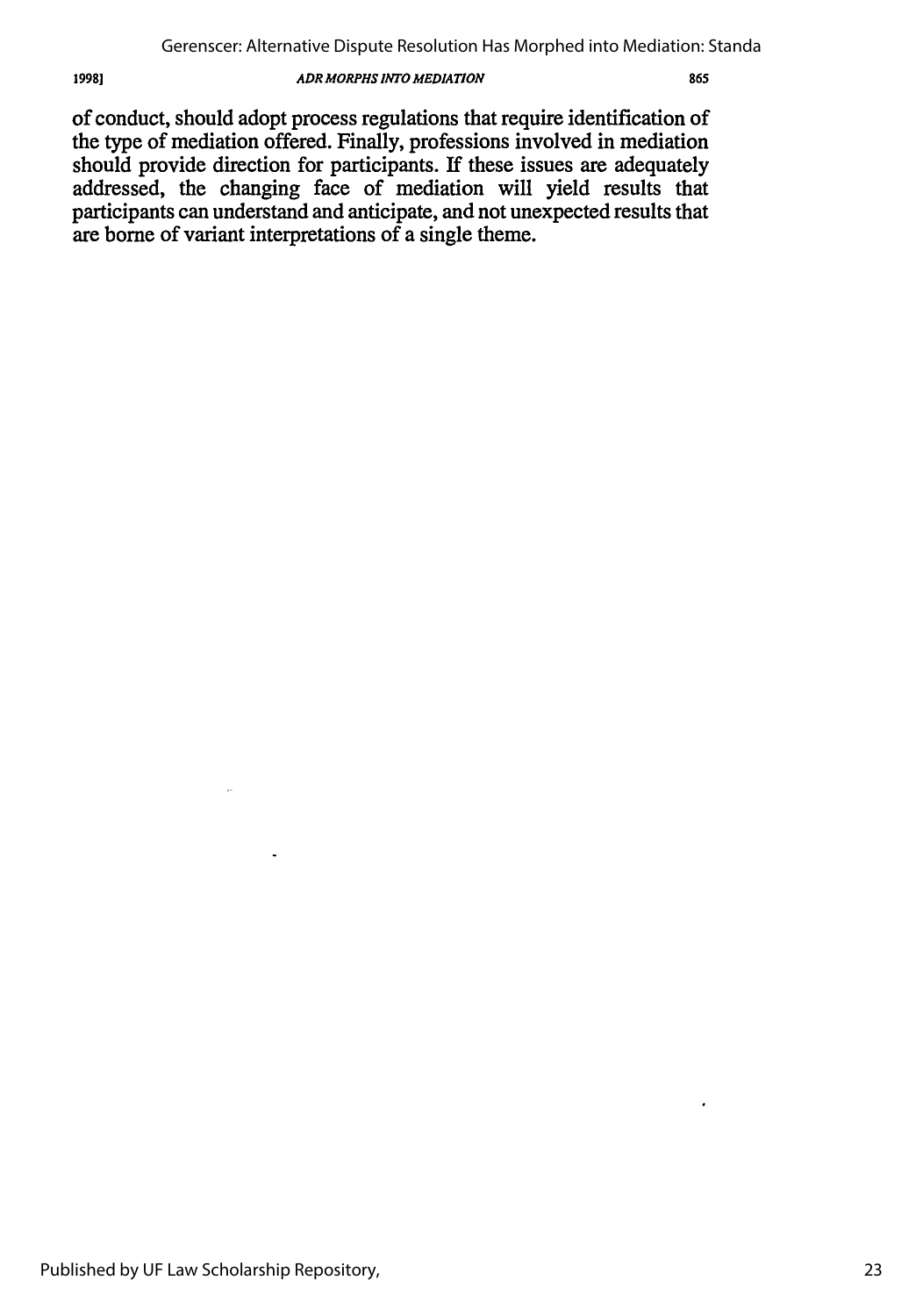of conduct, should adopt process regulations that require identification of the type of mediation offered. Finally, professions involved in mediation should provide direction for participants. If these issues are adequately addressed, the changing face of mediation will yield results that participants can understand and anticipate, and not unexpected results that are borne of variant interpretations of a single theme.